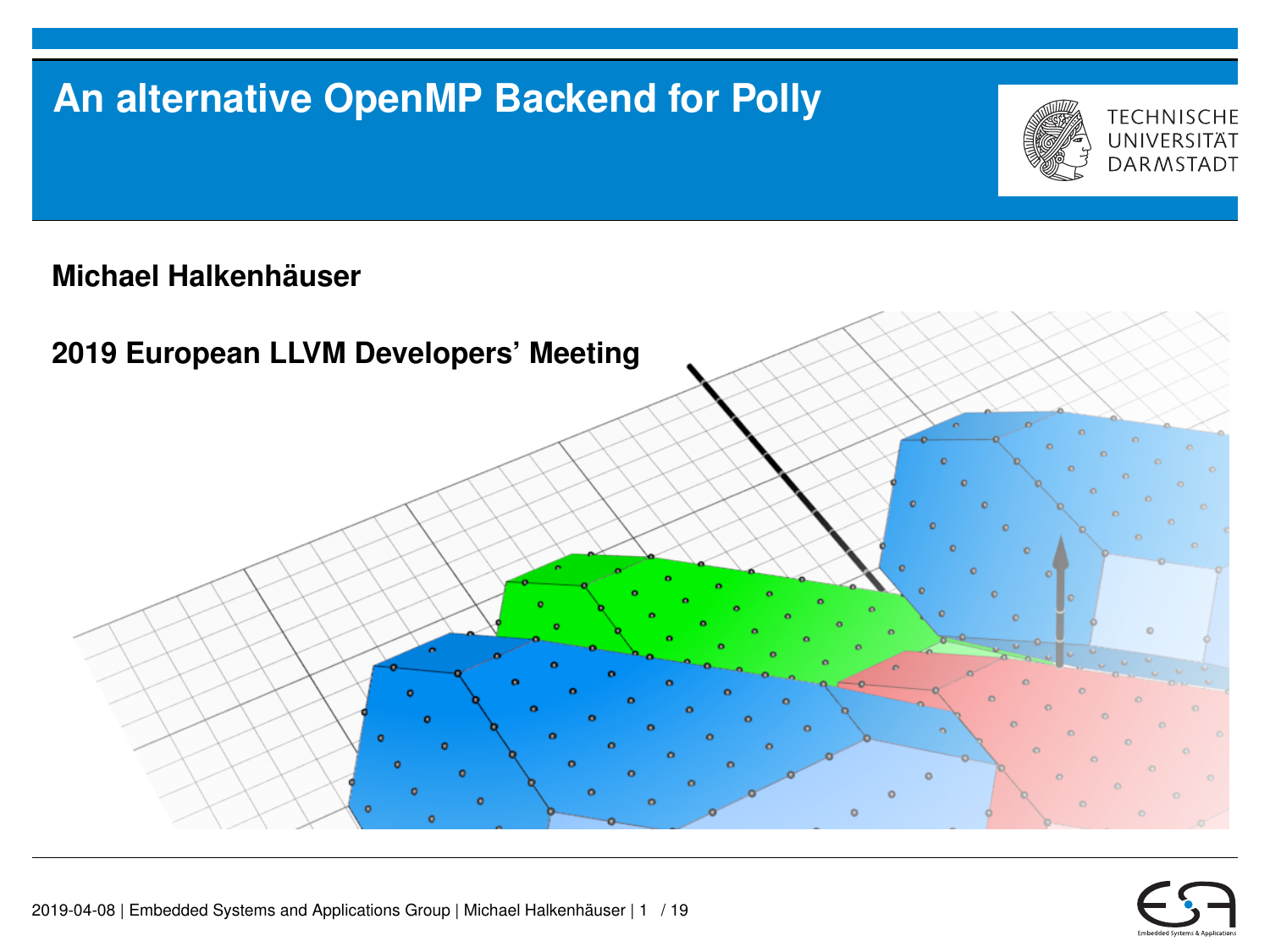# An alternative OpenMP Backend for Polly

**Michael Halkenhäuser**

**2019 European LLVM Developers' Meeting**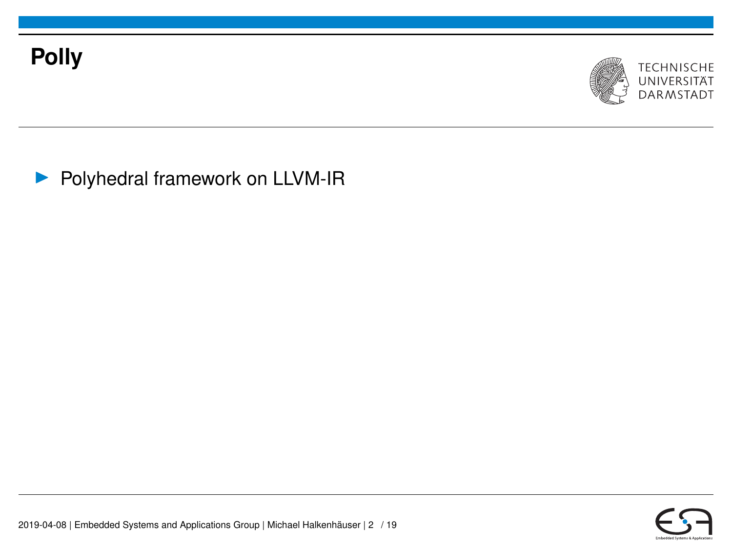# Polly

- Polyhedral framework on LLVM-IR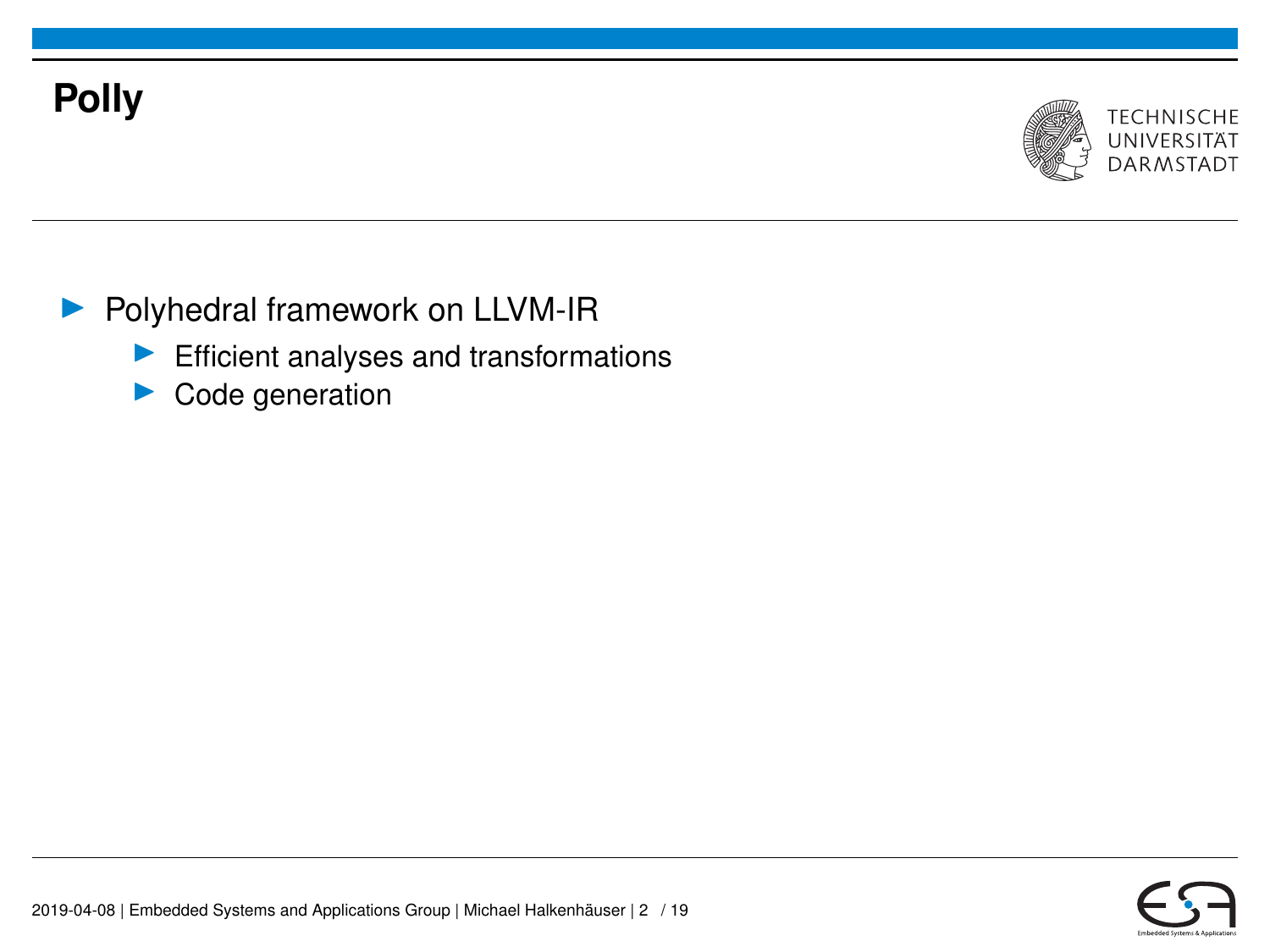# Polly

- Polyhedral framework on LLVM-IR
  - Efficient analyses and transformations
  - Code generation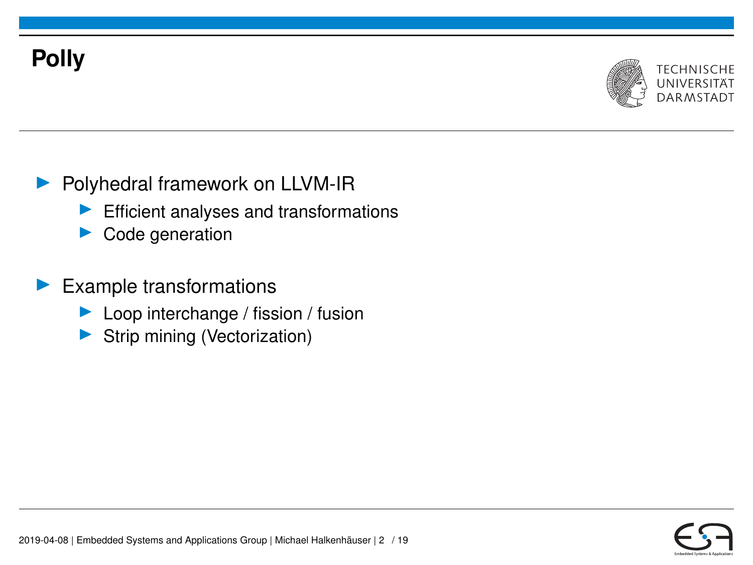# Polly

- Polyhedral framework on LLVM-IR
  - Efficient analyses and transformations
  - Code generation
- Example transformations
  - Loop interchange / fission / fusion
  - Strip mining (Vectorization)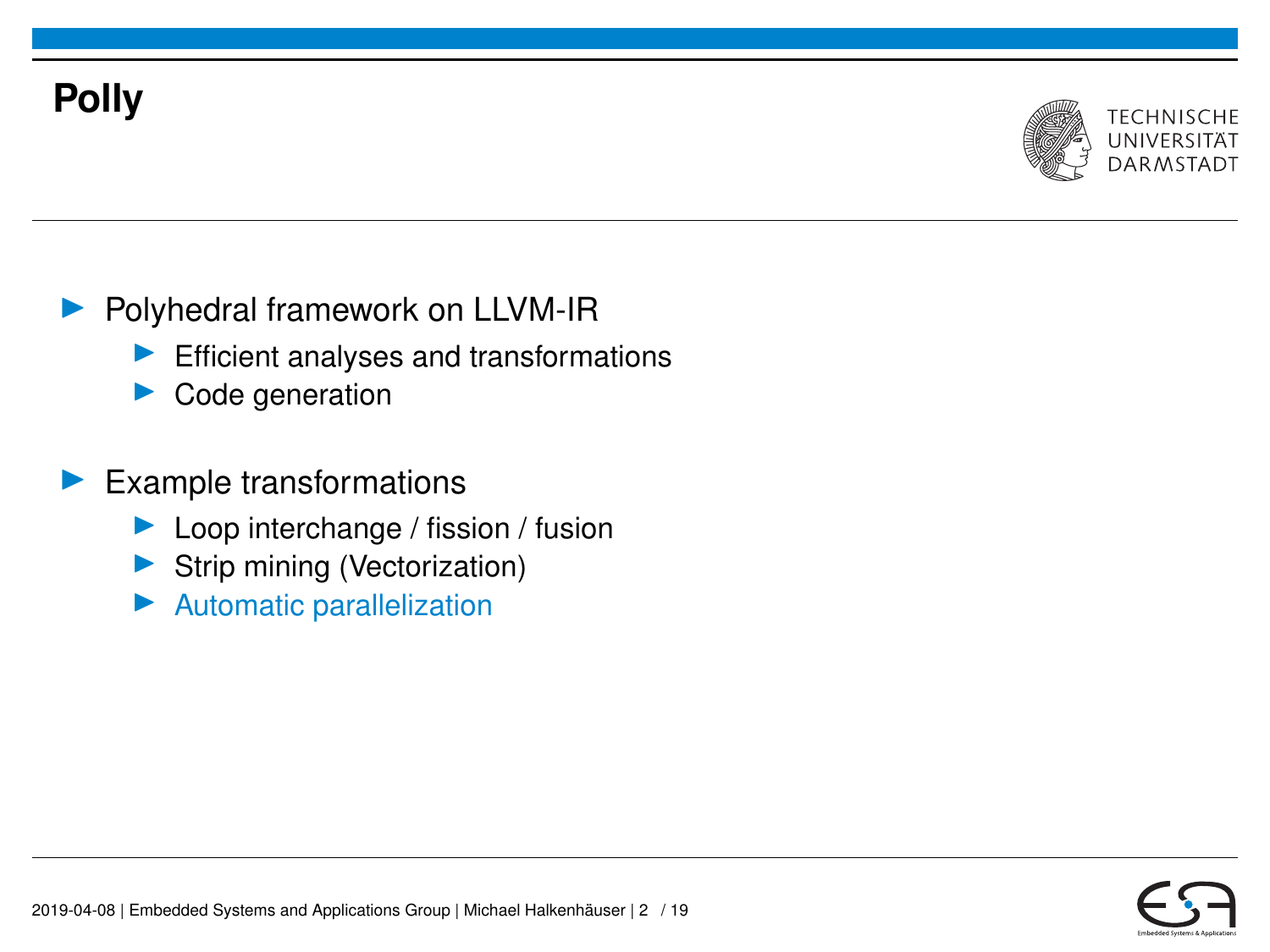# Polly

- Polyhedral framework on LLVM-IR
  - Efficient analyses and transformations
  - Code generation

- Example transformations
  - Loop interchange / fission / fusion
  - Strip mining (Vectorization)
  - Automatic parallelization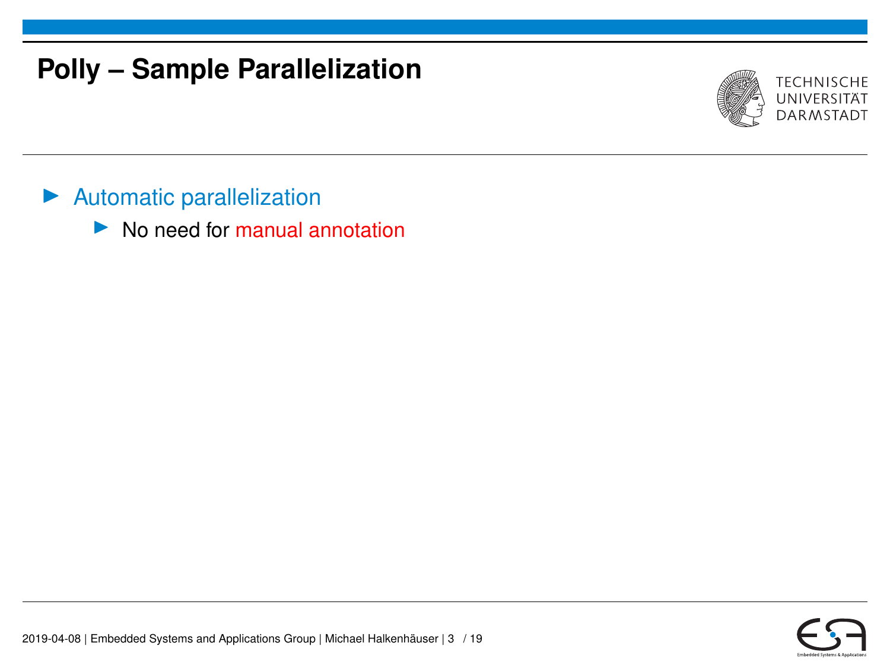# Polly – Sample Parallelization

- Automatic parallelization
  - No need for manual annotation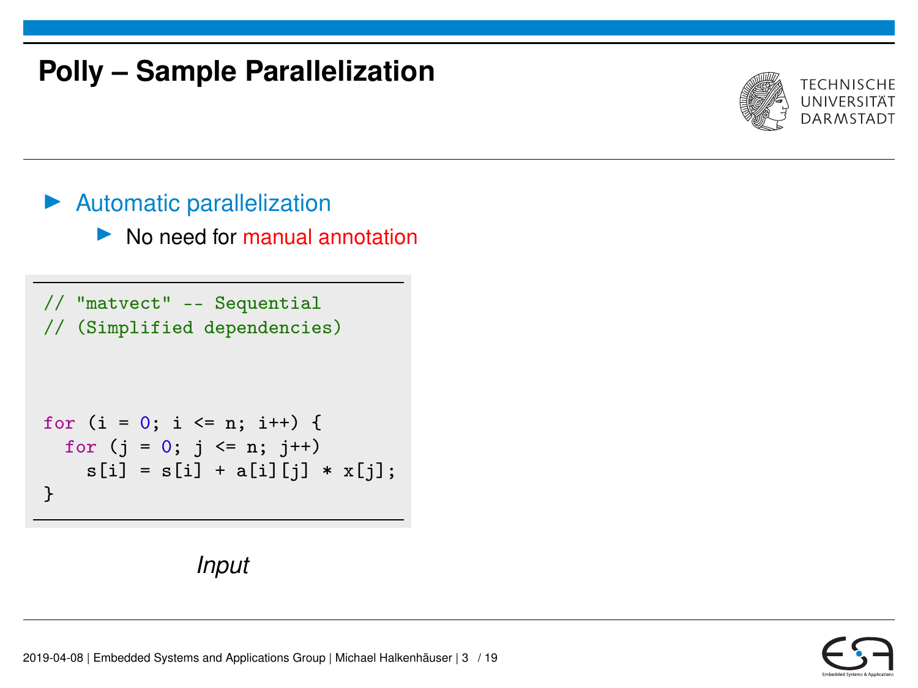# Polly – Sample Parallelization

- Automatic parallelization
  - No need for manual annotation

```
// "matvect" -- Sequential
// (Simplified dependencies)



for (i = 0; i <= n; i++) {
  for (j = 0; j <= n; j++)
    s[i] = s[i] + a[i][j] * x[j];
}
```

*Input*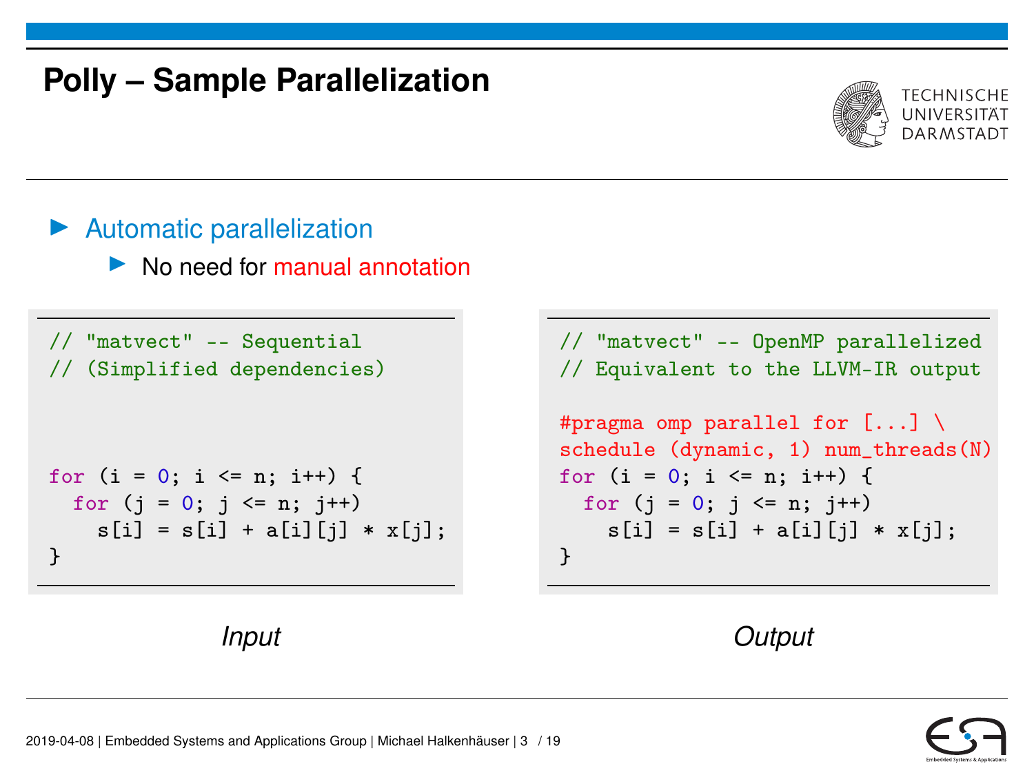# Polly – Sample Parallelization

- Automatic parallelization
  - No need for manual annotation

```
// "matvect" -- Sequential
// (Simplified dependencies)



for (i = 0; i <= n; i++) {
  for (j = 0; j <= n; j++)
    s[i] = s[i] + a[i][j] * x[j];
}
```

*Input*

```
// "matvect" -- OpenMP parallelized
// Equivalent to the LLVM-IR output

#pragma omp parallel for [...] \
schedule (dynamic, 1) num_threads(N)
for (i = 0; i <= n; i++) {
  for (j = 0; j <= n; j++)
    s[i] = s[i] + a[i][j] * x[j];
}
```

*Output*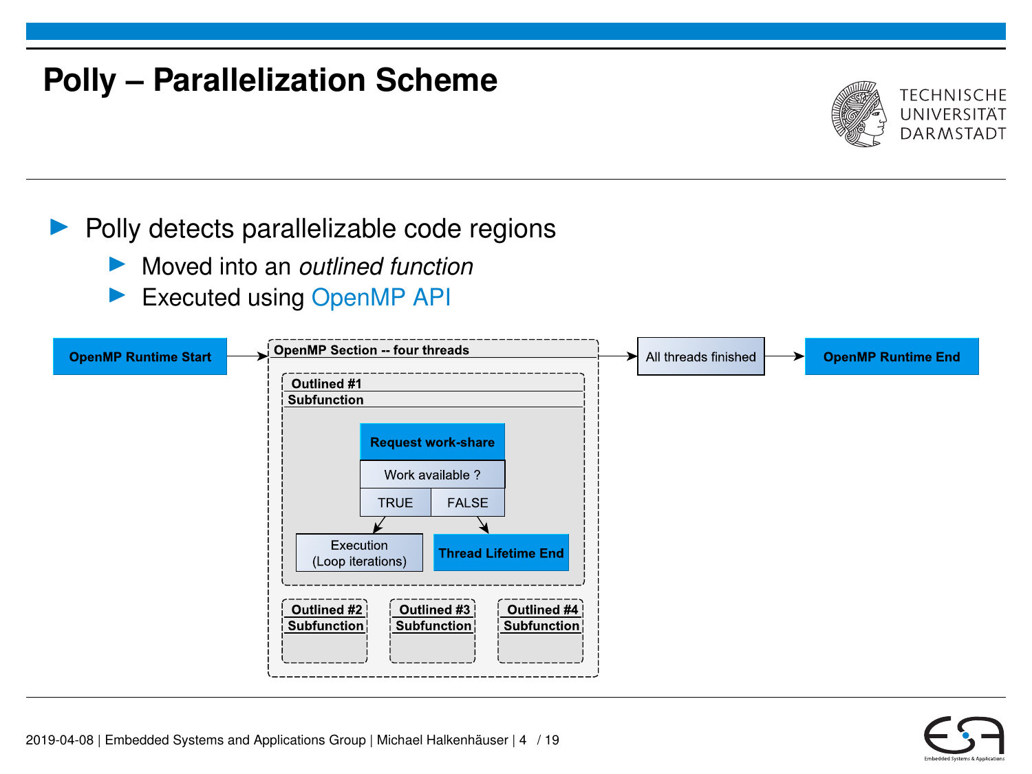# Polly – Parallelization Scheme

- Polly detects parallelizable code regions
  - Moved into an *outlined function*
  - Executed using OpenMP API

OpenMP Runtime Start → OpenMP Section -- four threads → All threads finished → OpenMP Runtime End

OpenMP Section -- four threads:

- Outlined #1 Subfunction
  - Request work-share
  - Work available ?
    - TRUE → Execution (Loop iterations)
    - FALSE → Thread Lifetime End
- Outlined #2 Subfunction
- Outlined #3 Subfunction
- Outlined #4 Subfunction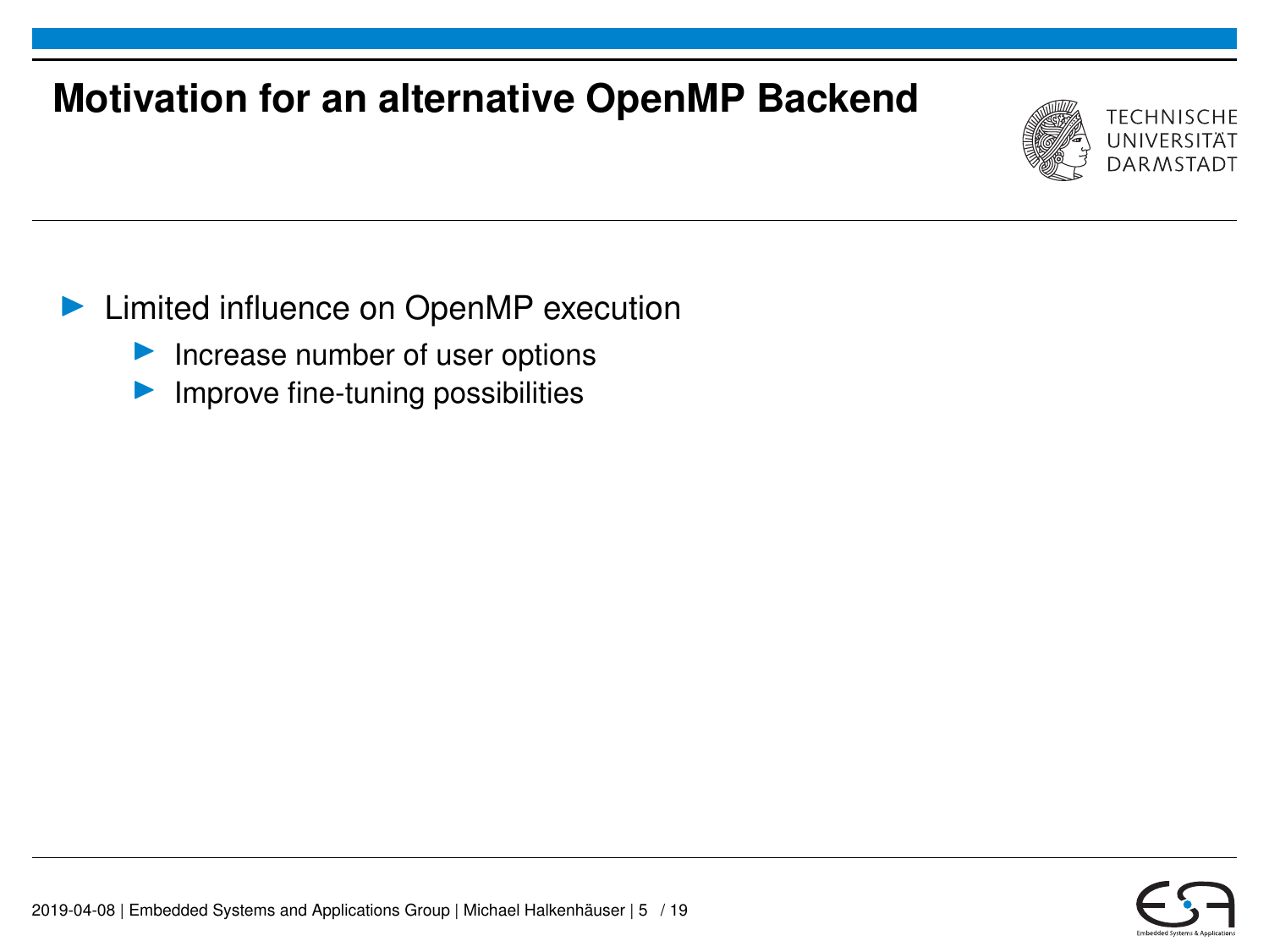# Motivation for an alternative OpenMP Backend

- Limited influence on OpenMP execution
  - Increase number of user options
  - Improve fine-tuning possibilities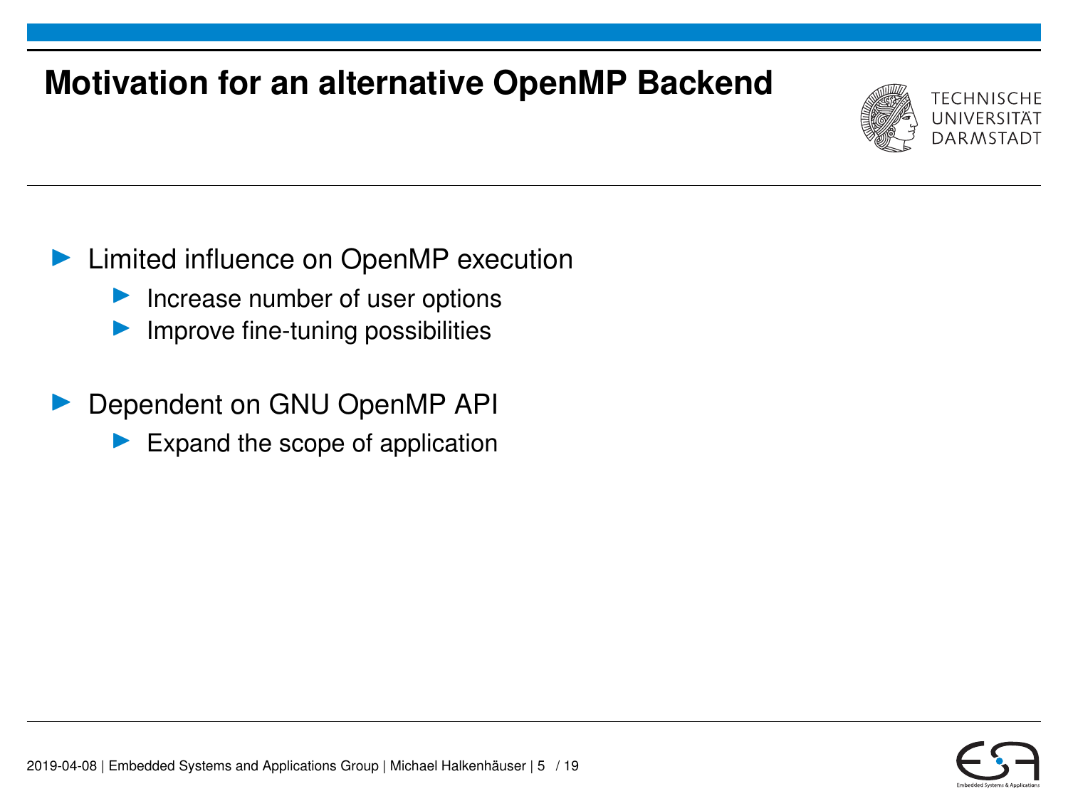# Motivation for an alternative OpenMP Backend

- Limited influence on OpenMP execution
  - Increase number of user options
  - Improve fine-tuning possibilities
- Dependent on GNU OpenMP API
  - Expand the scope of application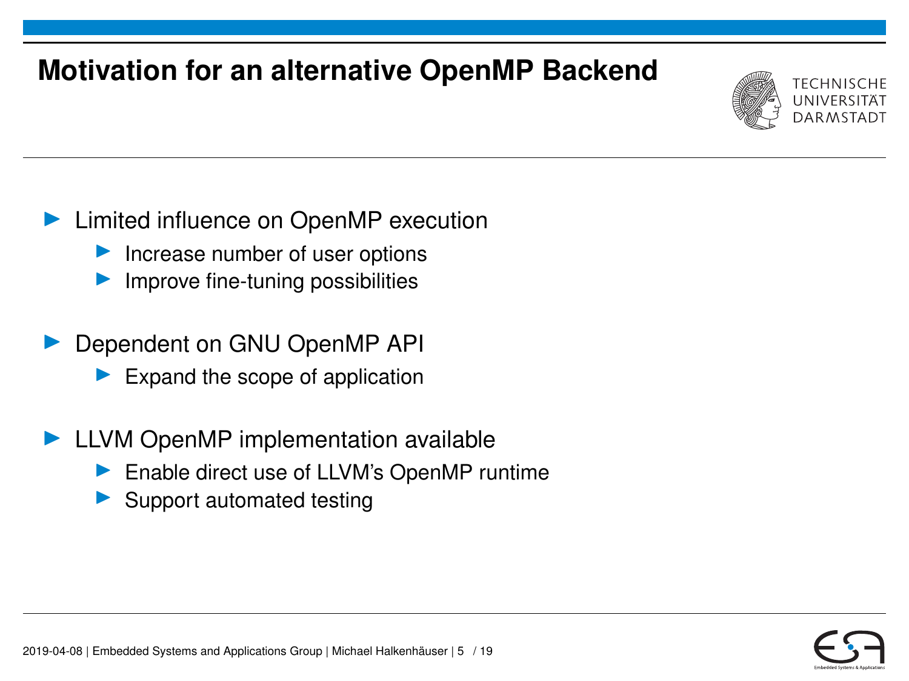# Motivation for an alternative OpenMP Backend

- Limited influence on OpenMP execution
  - Increase number of user options
  - Improve fine-tuning possibilities

- Dependent on GNU OpenMP API
  - Expand the scope of application

- LLVM OpenMP implementation available
  - Enable direct use of LLVM's OpenMP runtime
  - Support automated testing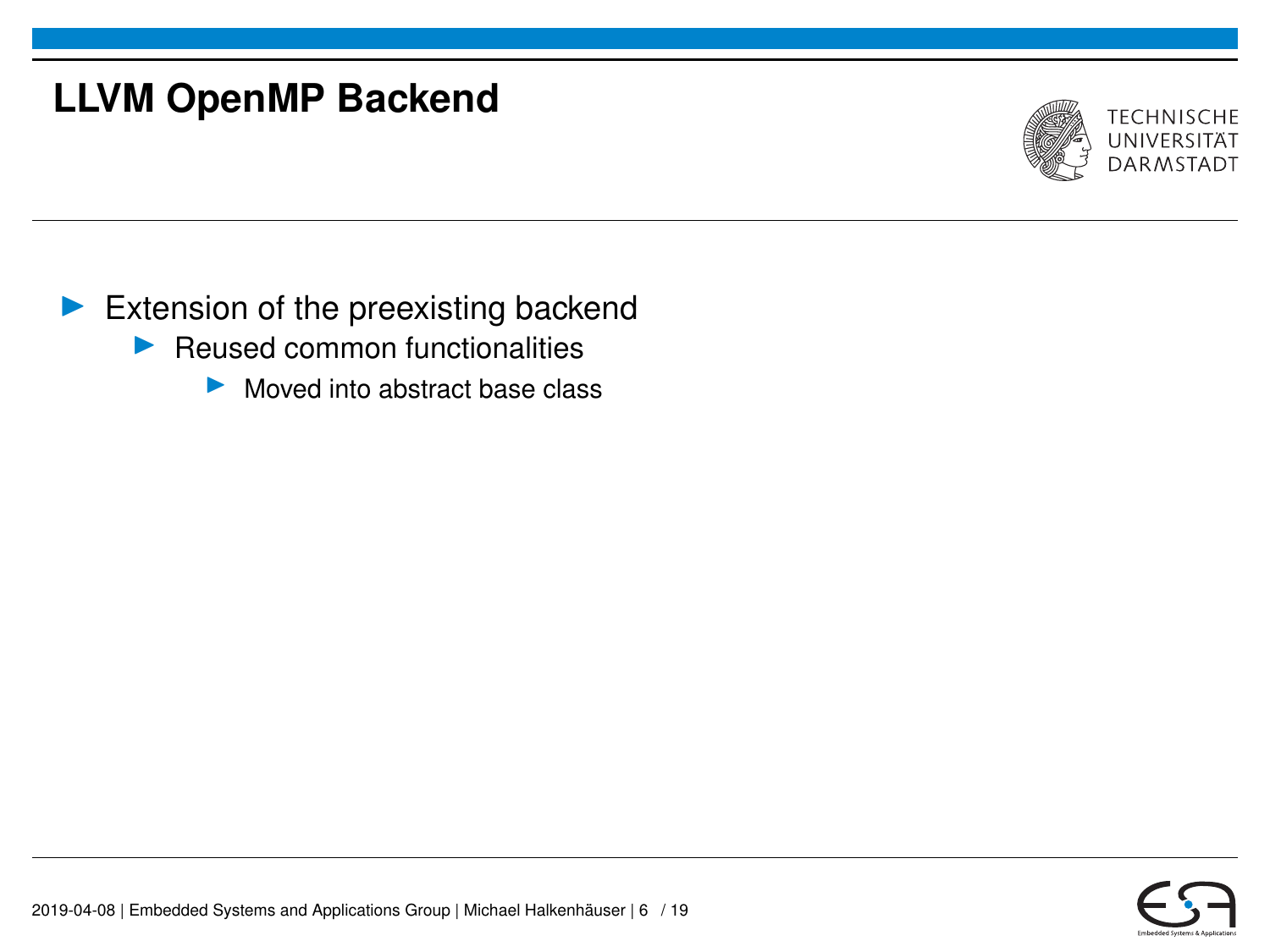# LLVM OpenMP Backend

- Extension of the preexisting backend
  - Reused common functionalities
    - Moved into abstract base class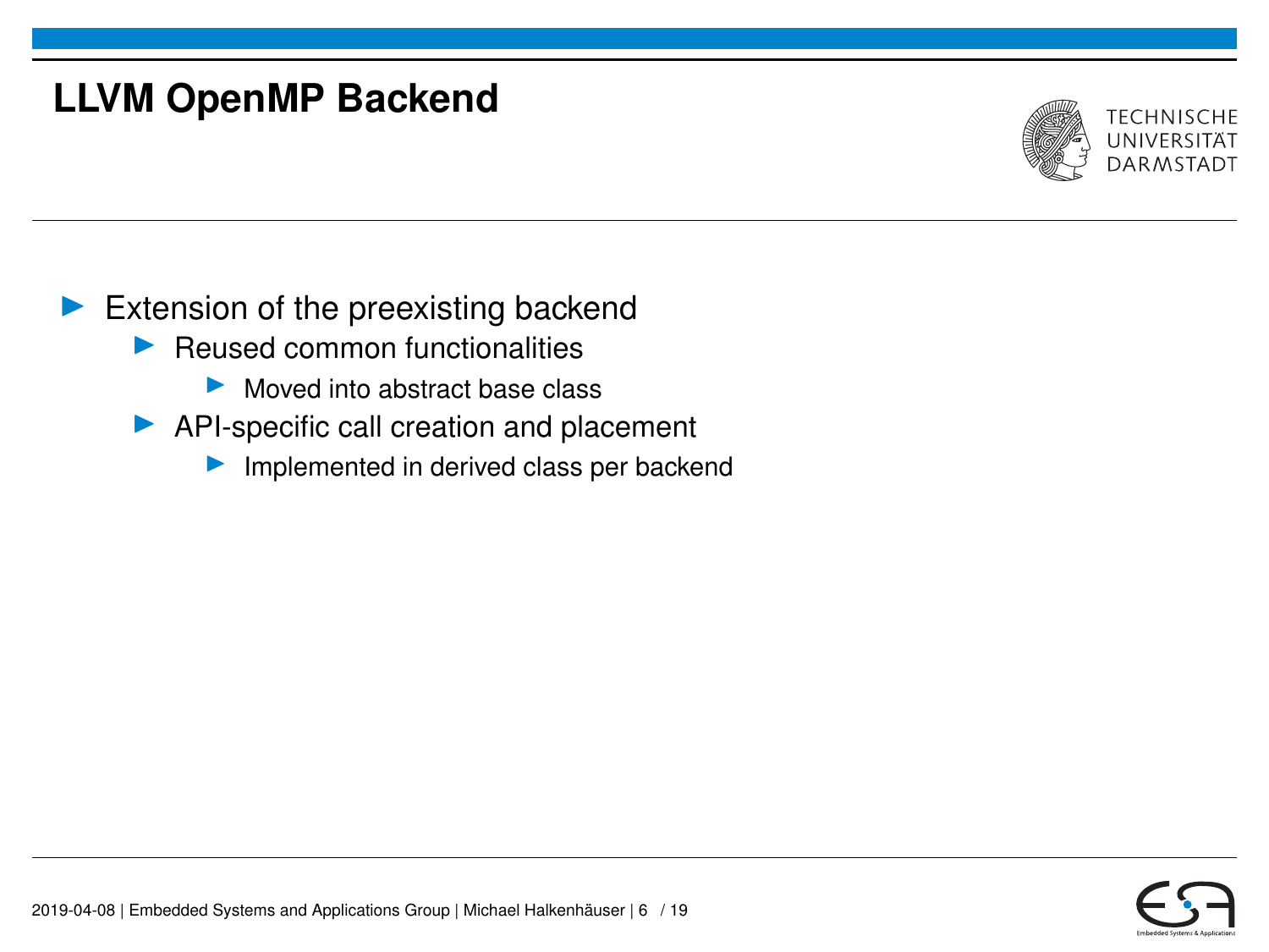# LLVM OpenMP Backend

- Extension of the preexisting backend
  - Reused common functionalities
    - Moved into abstract base class
  - API-specific call creation and placement
    - Implemented in derived class per backend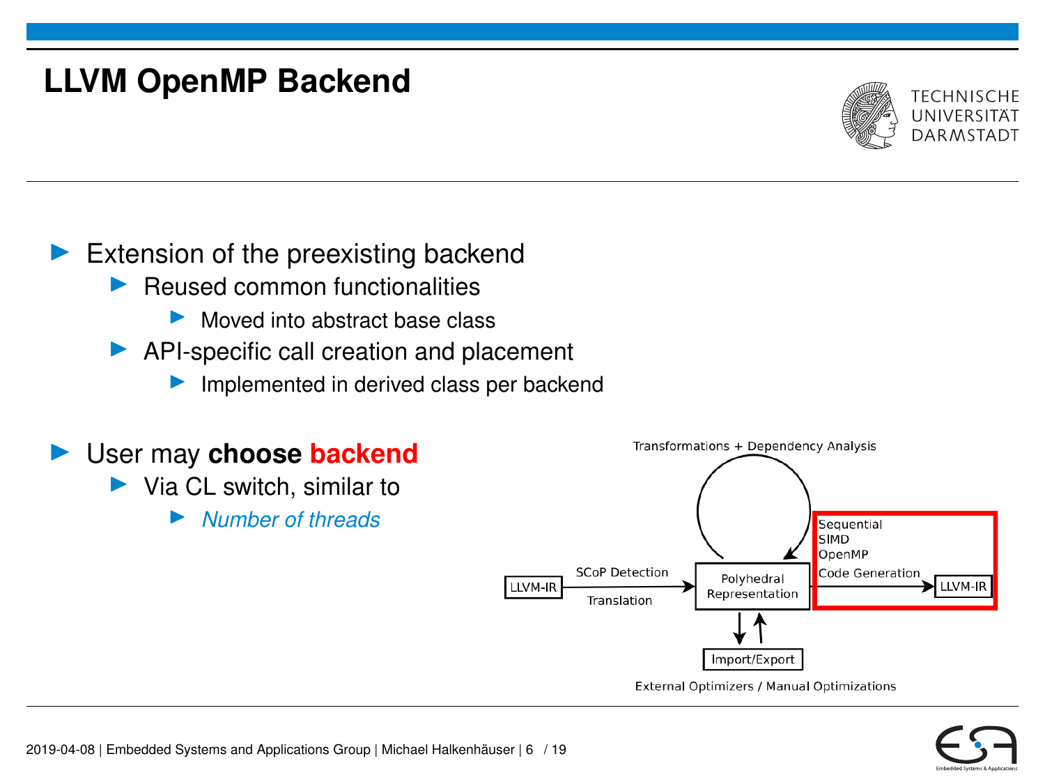# LLVM OpenMP Backend

- Extension of the preexisting backend
  - Reused common functionalities
    - Moved into abstract base class
  - API-specific call creation and placement
    - Implemented in derived class per backend

- User may **choose backend**
  - Via CL switch, similar to
    - *Number of threads*

Transformations + Dependency Analysis

LLVM-IR → SCoP Detection / Translation → Polyhedral Representation → Sequential / SIMD / OpenMP Code Generation → LLVM-IR

Import/Export

External Optimizers / Manual Optimizations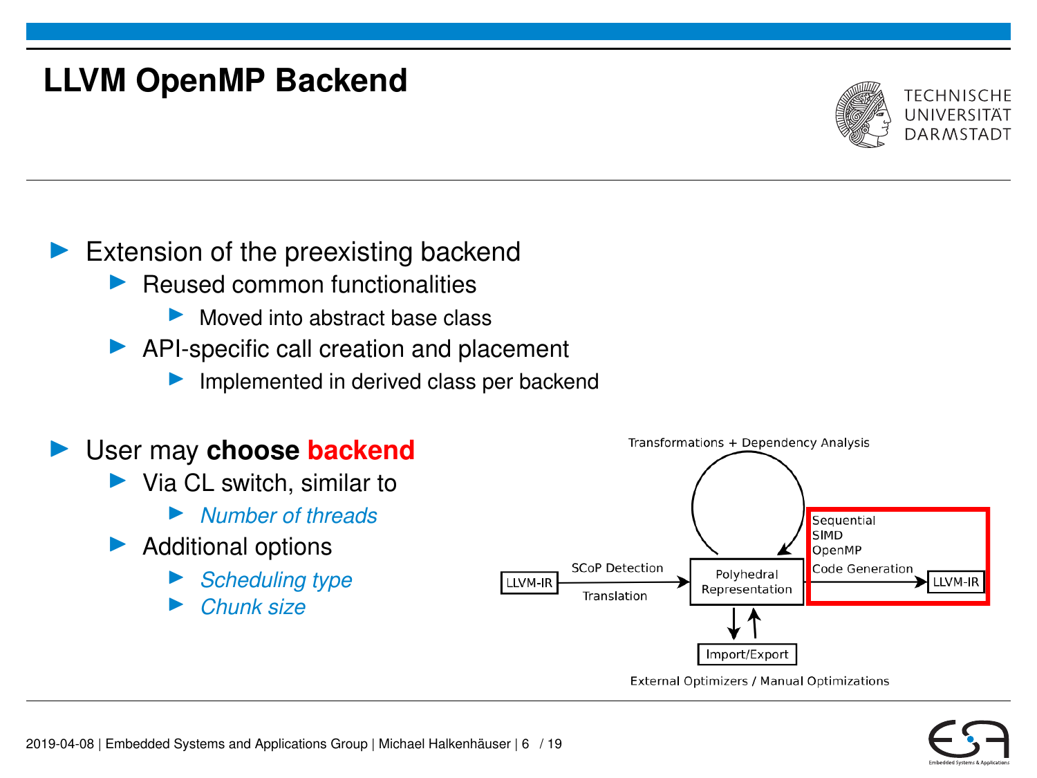# LLVM OpenMP Backend

- Extension of the preexisting backend
  - Reused common functionalities
    - Moved into abstract base class
  - API-specific call creation and placement
    - Implemented in derived class per backend

- User may **choose backend**
  - Via CL switch, similar to
    - *Number of threads*
  - Additional options
    - *Scheduling type*
    - *Chunk size*

Transformations + Dependency Analysis

LLVM-IR → SCoP Detection / Translation → Polyhedral Representation → Sequential / SIMD / OpenMP Code Generation → LLVM-IR

Import/Export

External Optimizers / Manual Optimizations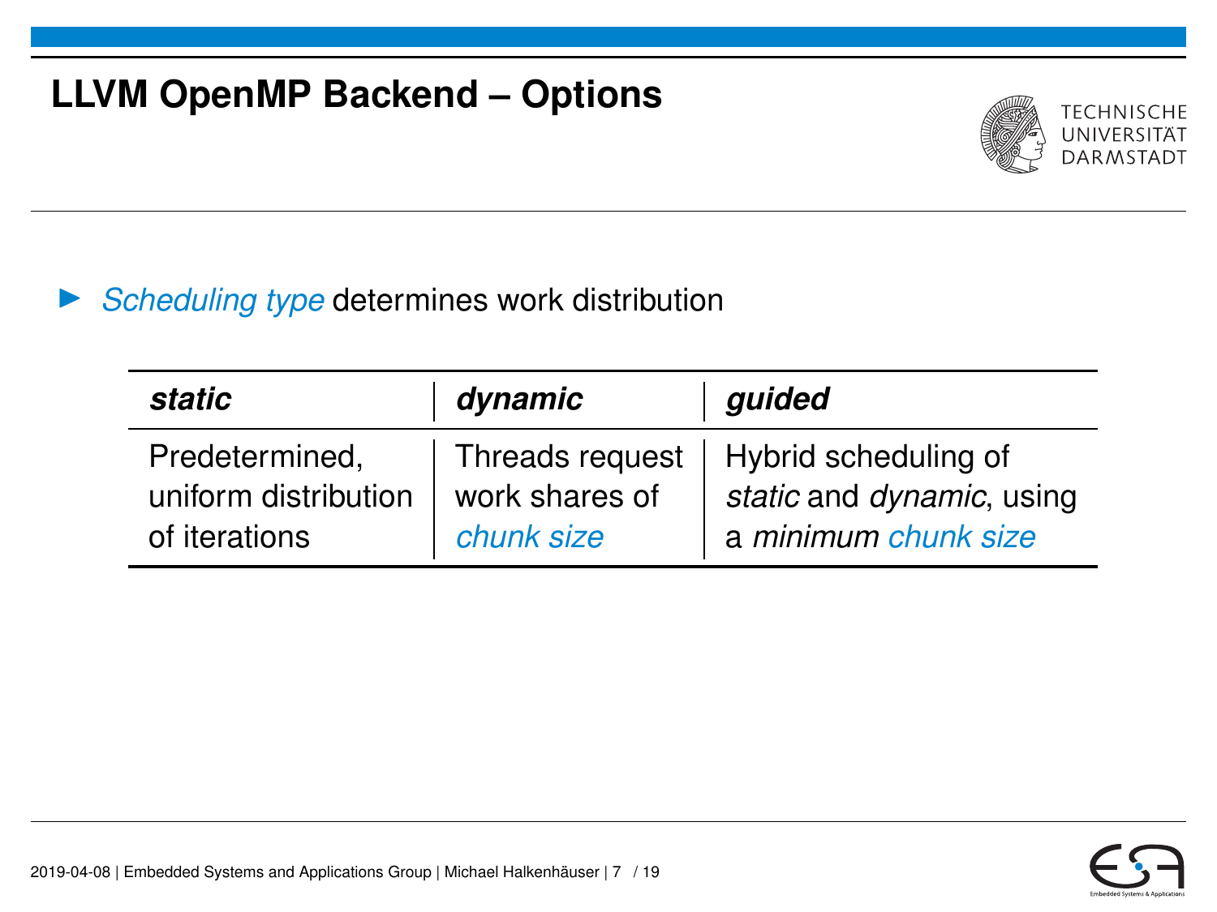# LLVM OpenMP Backend – Options

- *Scheduling type* determines work distribution

| ***static*** | ***dynamic*** | ***guided*** |
|---|---|---|
| Predetermined, uniform distribution of iterations | Threads request work shares of *chunk size* | Hybrid scheduling of *static* and *dynamic*, using a *minimum chunk size* |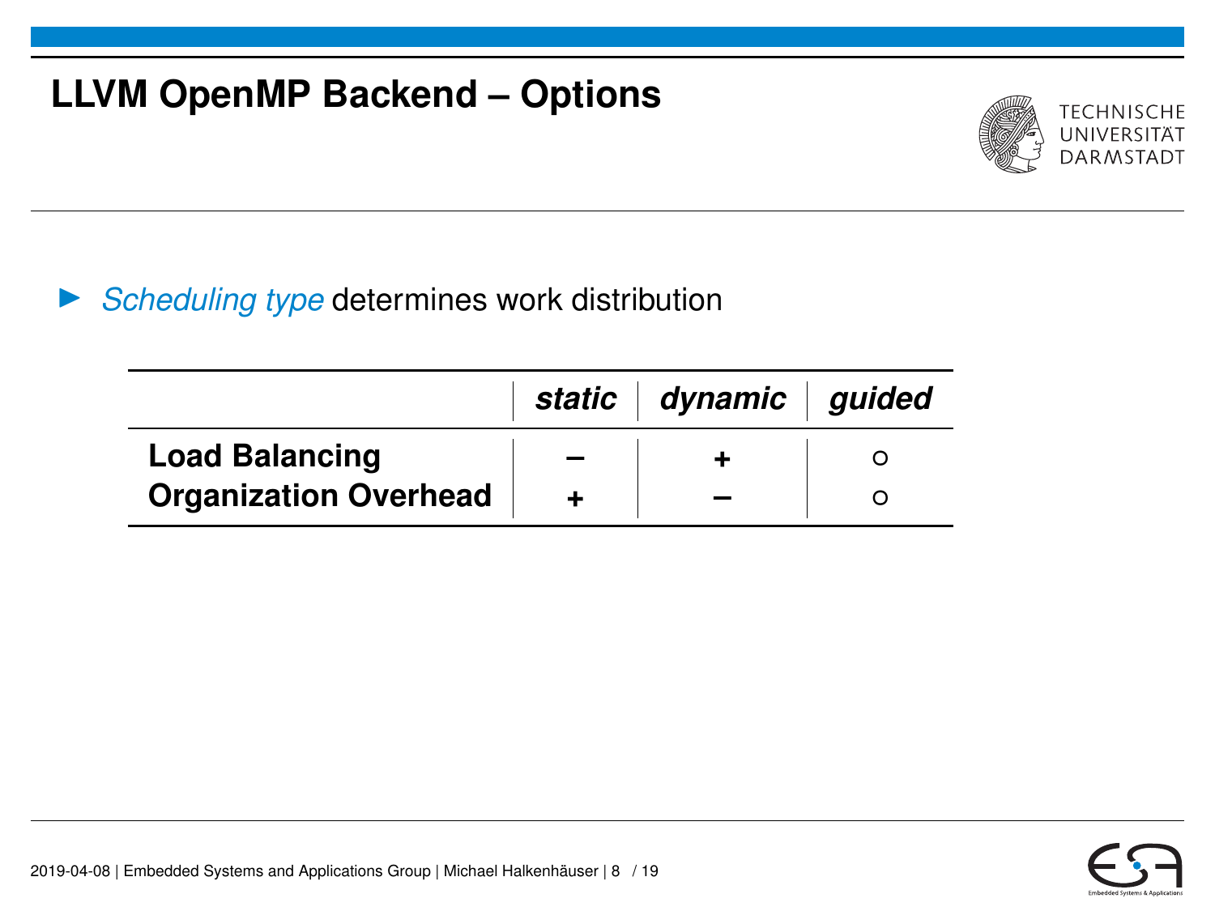# LLVM OpenMP Backend – Options

- *Scheduling type* determines work distribution

| | ***static*** | ***dynamic*** | ***guided*** |
|---|---|---|---|
| **Load Balancing** | **–** | **+** | ○ |
| **Organization Overhead** | **+** | **–** | ○ |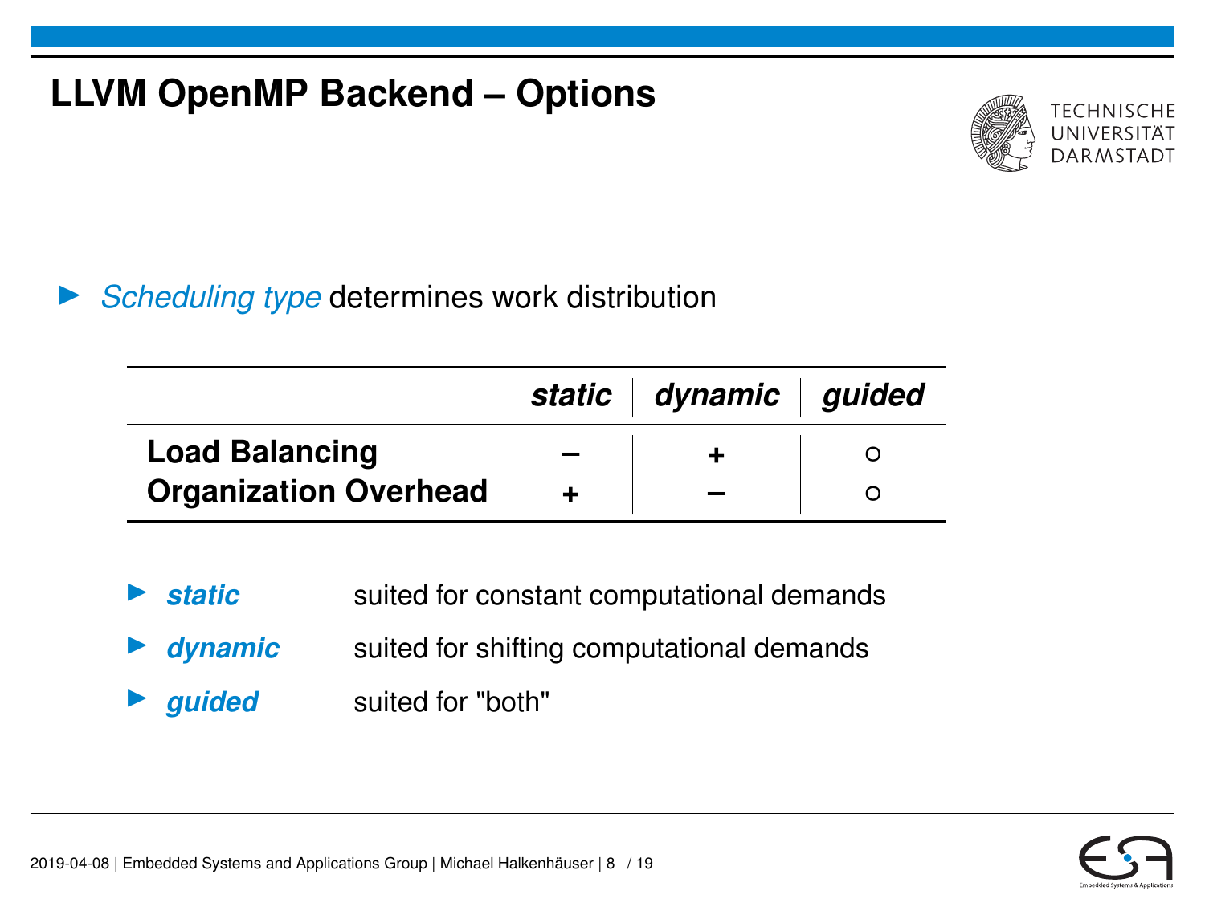# LLVM OpenMP Backend – Options

- *Scheduling type* determines work distribution

| | ***static*** | ***dynamic*** | ***guided*** |
|---|---|---|---|
| **Load Balancing** | **–** | **+** | ○ |
| **Organization Overhead** | **+** | **–** | ○ |

- ***static*** suited for constant computational demands
- ***dynamic*** suited for shifting computational demands
- ***guided*** suited for "both"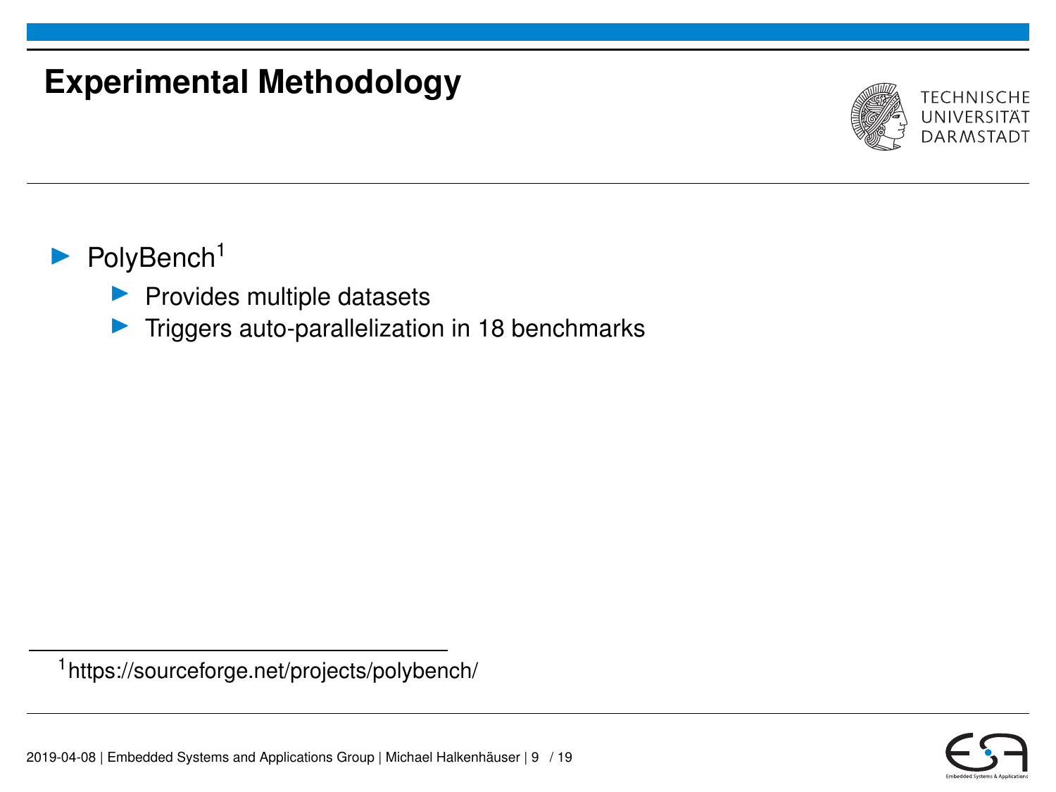# Experimental Methodology

- PolyBench[1]
  - Provides multiple datasets
  - Triggers auto-parallelization in 18 benchmarks

[1] https://sourceforge.net/projects/polybench/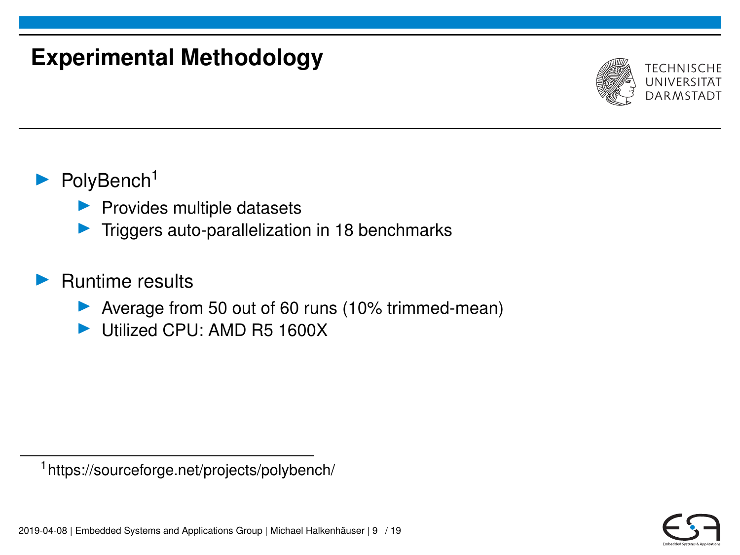# Experimental Methodology

- PolyBench[1]
  - Provides multiple datasets
  - Triggers auto-parallelization in 18 benchmarks
- Runtime results
  - Average from 50 out of 60 runs (10% trimmed-mean)
  - Utilized CPU: AMD R5 1600X

[1] https://sourceforge.net/projects/polybench/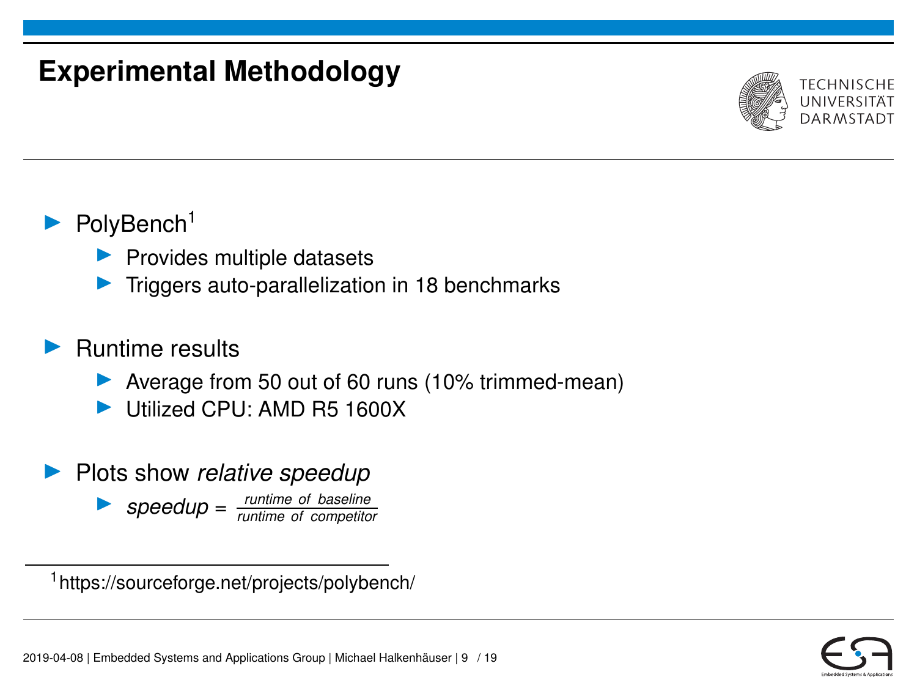# Experimental Methodology

- PolyBench[1]
  - Provides multiple datasets
  - Triggers auto-parallelization in 18 benchmarks
- Runtime results
  - Average from 50 out of 60 runs (10% trimmed-mean)
  - Utilized CPU: AMD R5 1600X
- Plots show *relative speedup*
  - $speedup = \frac{runtime\ of\ baseline}{runtime\ of\ competitor}$

[1] https://sourceforge.net/projects/polybench/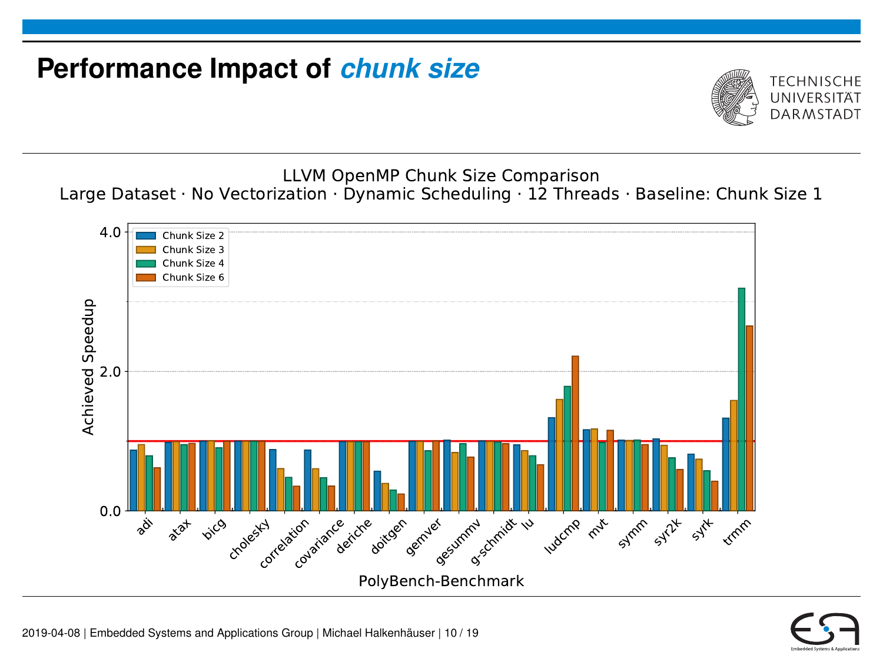# Performance Impact of *chunk size*

LLVM OpenMP Chunk Size Comparison

Large Dataset · No Vectorization · Dynamic Scheduling · 12 Threads · Baseline: Chunk Size 1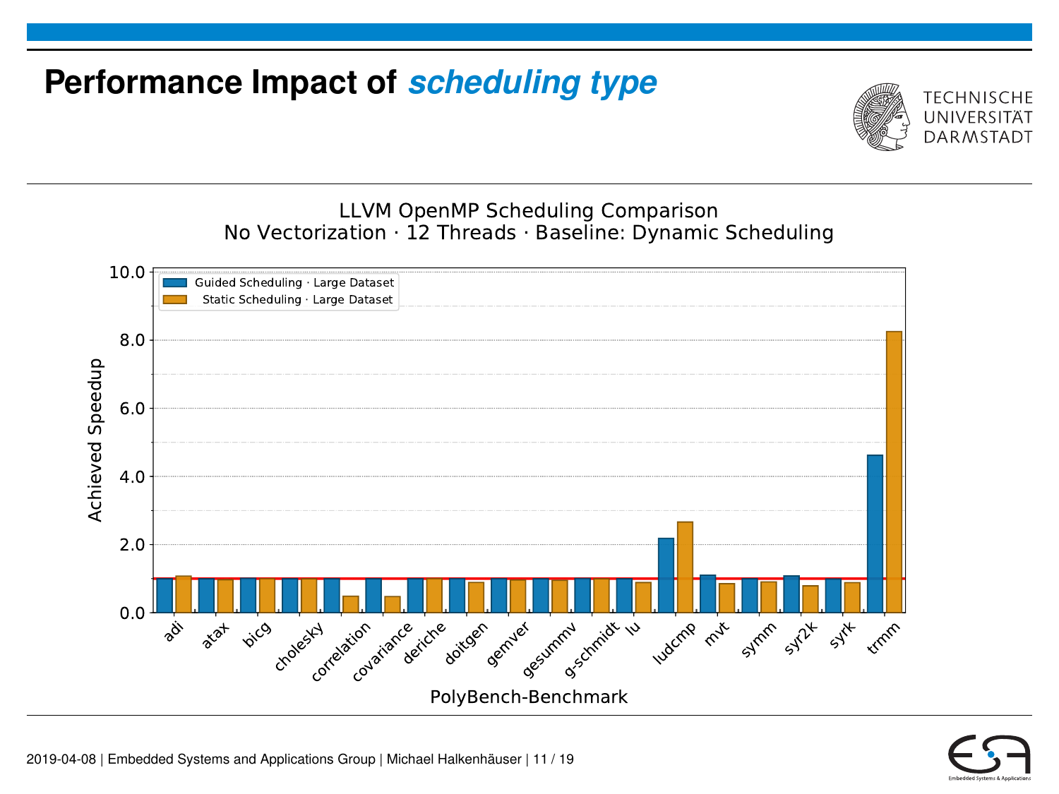# Performance Impact of *scheduling type*

LLVM OpenMP Scheduling Comparison
No Vectorization · 12 Threads · Baseline: Dynamic Scheduling

- Guided Scheduling · Large Dataset
- Static Scheduling · Large Dataset

Achieved Speedup

PolyBench-Benchmark

adi, atax, bicg, cholesky, correlation, covariance, deriche, doitgen, gemver, gesummv, g-schmidt, lu, ludcmp, mvt, symm, syr2k, syrk, trmm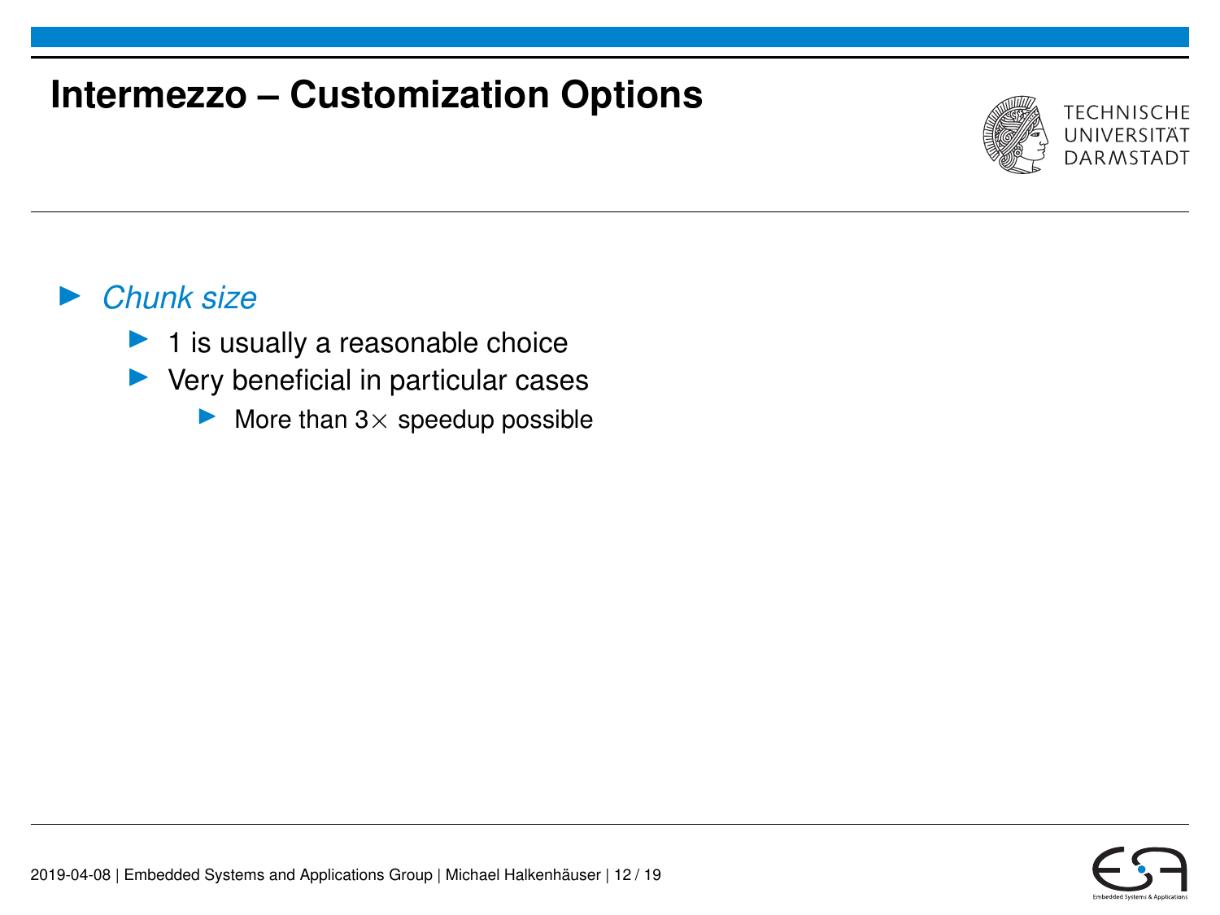# Intermezzo – Customization Options

- *Chunk size*
  - 1 is usually a reasonable choice
  - Very beneficial in particular cases
    - More than $3\times$ speedup possible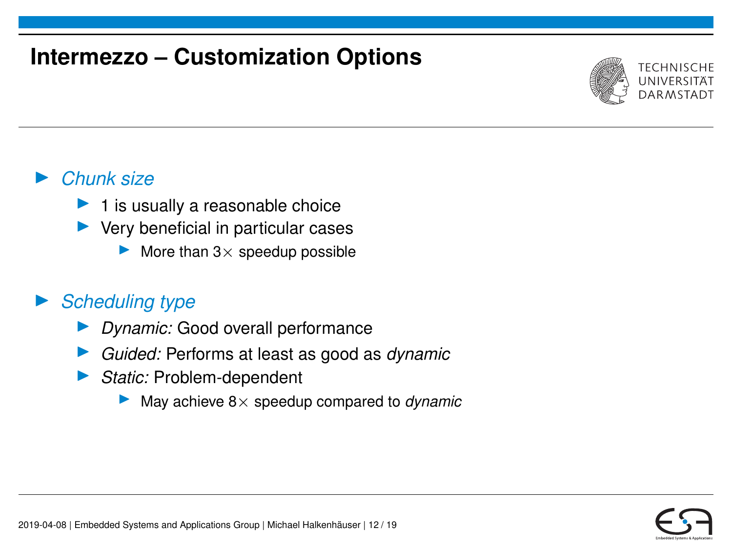# Intermezzo – Customization Options

- *Chunk size*
  - 1 is usually a reasonable choice
  - Very beneficial in particular cases
    - More than $3\times$ speedup possible
- *Scheduling type*
  - *Dynamic:* Good overall performance
  - *Guided:* Performs at least as good as *dynamic*
  - *Static:* Problem-dependent
    - May achieve $8\times$ speedup compared to *dynamic*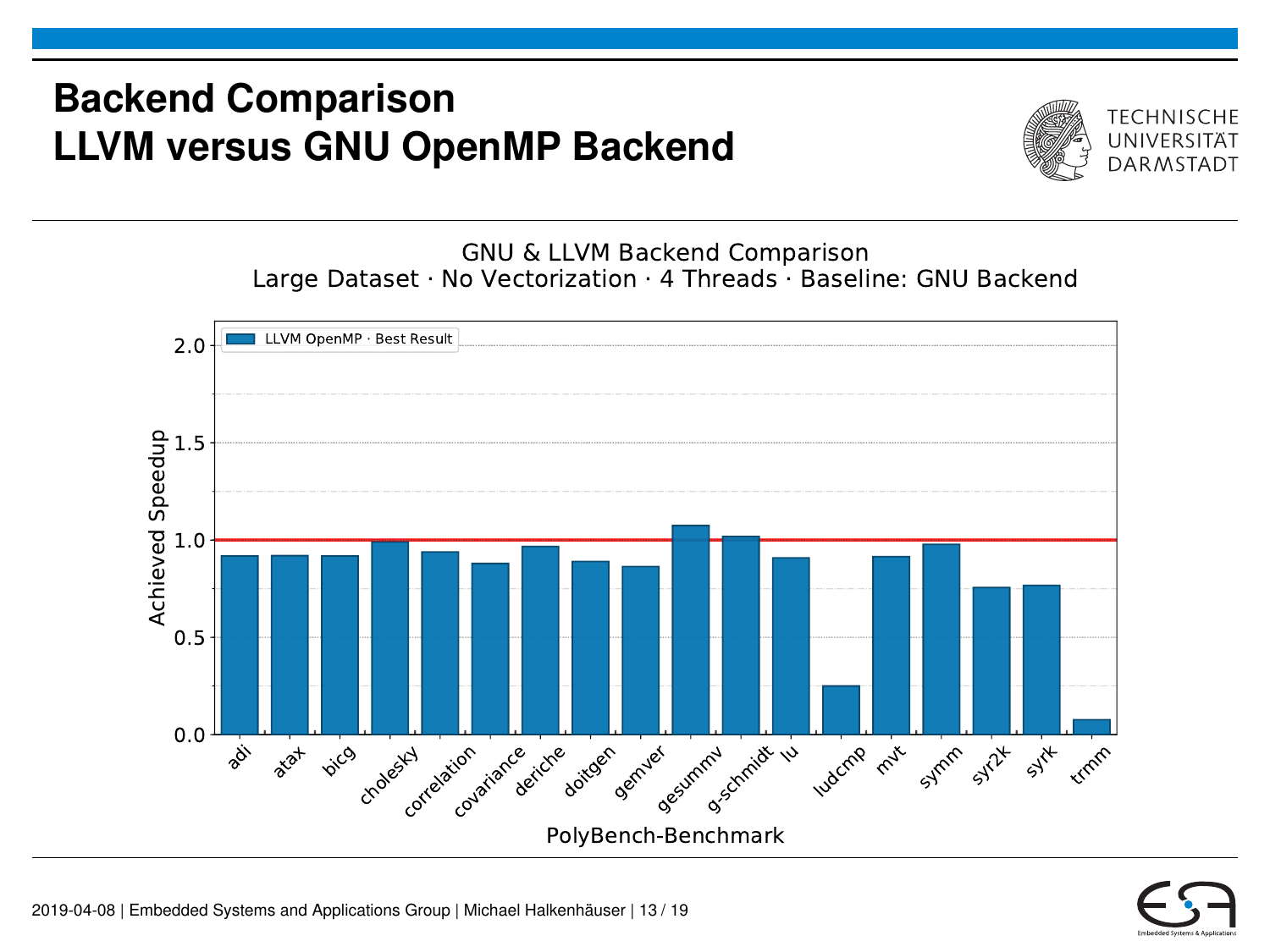# Backend Comparison
# LLVM versus GNU OpenMP Backend

GNU & LLVM Backend Comparison
Large Dataset · No Vectorization · 4 Threads · Baseline: GNU Backend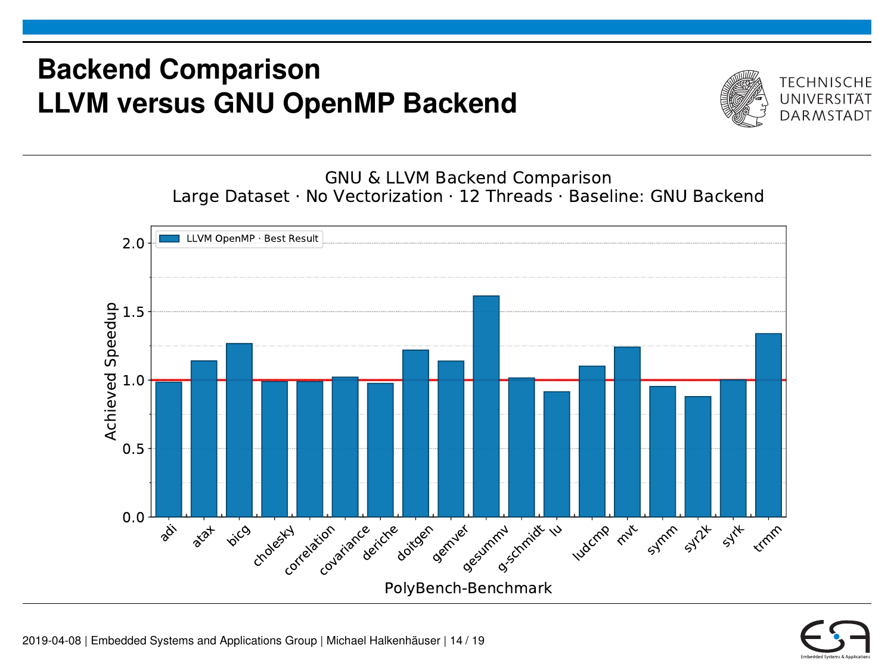# Backend Comparison
# LLVM versus GNU OpenMP Backend

GNU & LLVM Backend Comparison
Large Dataset · No Vectorization · 12 Threads · Baseline: GNU Backend

LLVM OpenMP · Best Result

Achieved Speedup

PolyBench-Benchmark

adi, atax, bicg, cholesky, correlation, covariance, deriche, doitgen, gemver, gesummv, g-schmidt, lu, ludcmp, mvt, symm, syr2k, syrk, trmm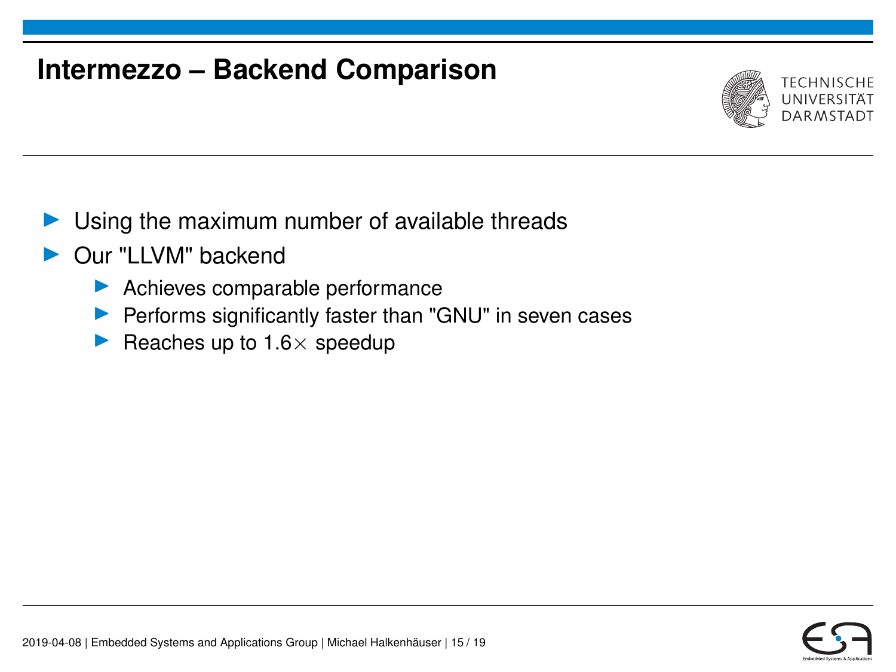# Intermezzo – Backend Comparison

- Using the maximum number of available threads
- Our "LLVM" backend
  - Achieves comparable performance
  - Performs significantly faster than "GNU" in seven cases
  - Reaches up to 1.6$\times$ speedup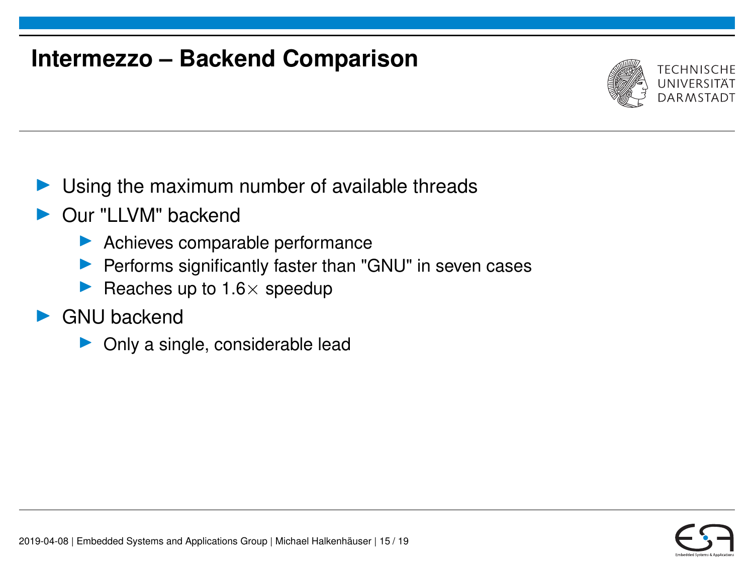# Intermezzo – Backend Comparison

- Using the maximum number of available threads
- Our "LLVM" backend
  - Achieves comparable performance
  - Performs significantly faster than "GNU" in seven cases
  - Reaches up to 1.6$\times$ speedup
- GNU backend
  - Only a single, considerable lead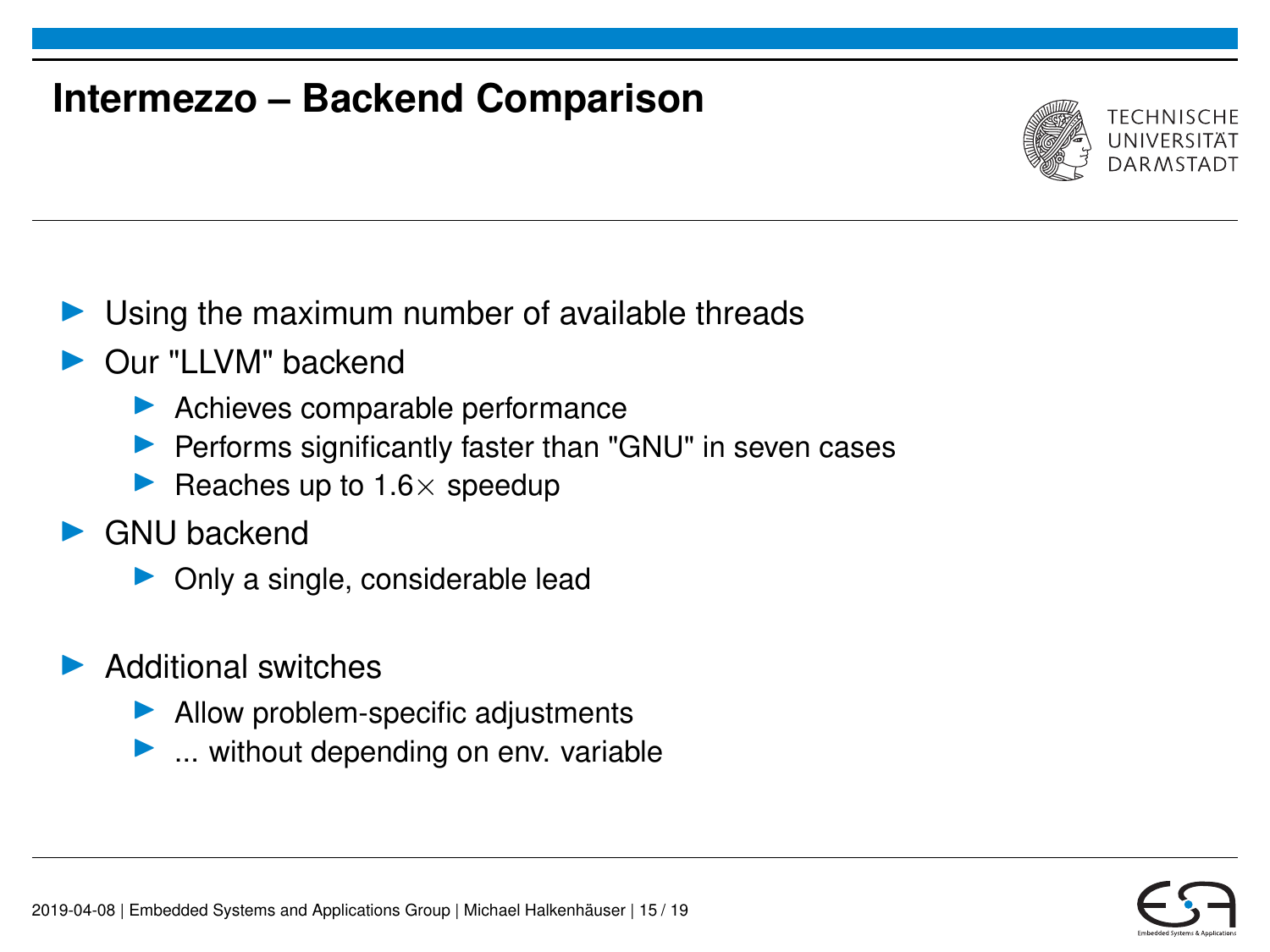# Intermezzo – Backend Comparison

- Using the maximum number of available threads
- Our "LLVM" backend
  - Achieves comparable performance
  - Performs significantly faster than "GNU" in seven cases
  - Reaches up to 1.6$\times$ speedup
- GNU backend
  - Only a single, considerable lead
- Additional switches
  - Allow problem-specific adjustments
  - ... without depending on env. variable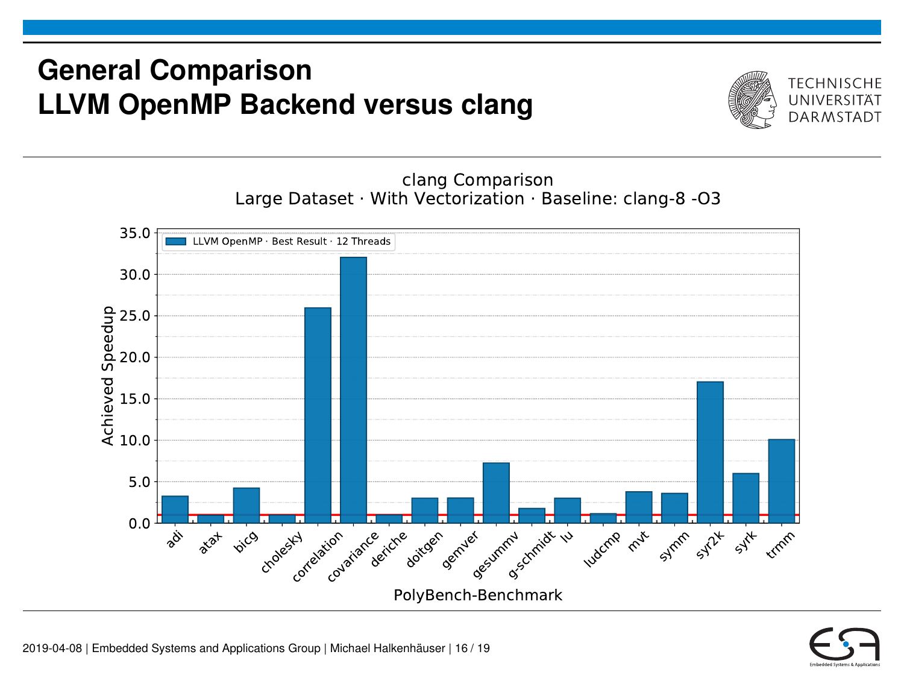# General Comparison
# LLVM OpenMP Backend versus clang

clang Comparison
Large Dataset · With Vectorization · Baseline: clang-8 -O3

LLVM OpenMP · Best Result · 12 Threads

Achieved Speedup

35.0
30.0
25.0
20.0
15.0
10.0
5.0
0.0

adi, atax, bicg, cholesky, correlation, covariance, deriche, doitgen, gemver, gesummv, g-schmidt, lu, ludcmp, mvt, symm, syr2k, syrk, trmm

PolyBench-Benchmark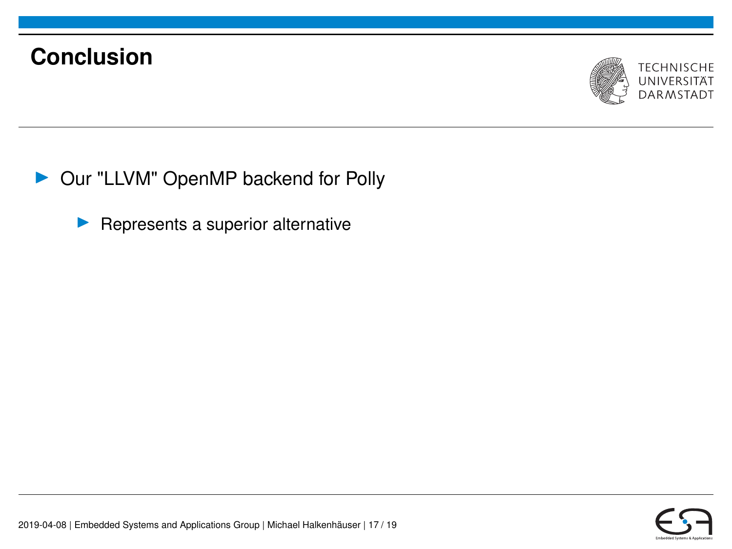# Conclusion

- Our "LLVM" OpenMP backend for Polly
  - Represents a superior alternative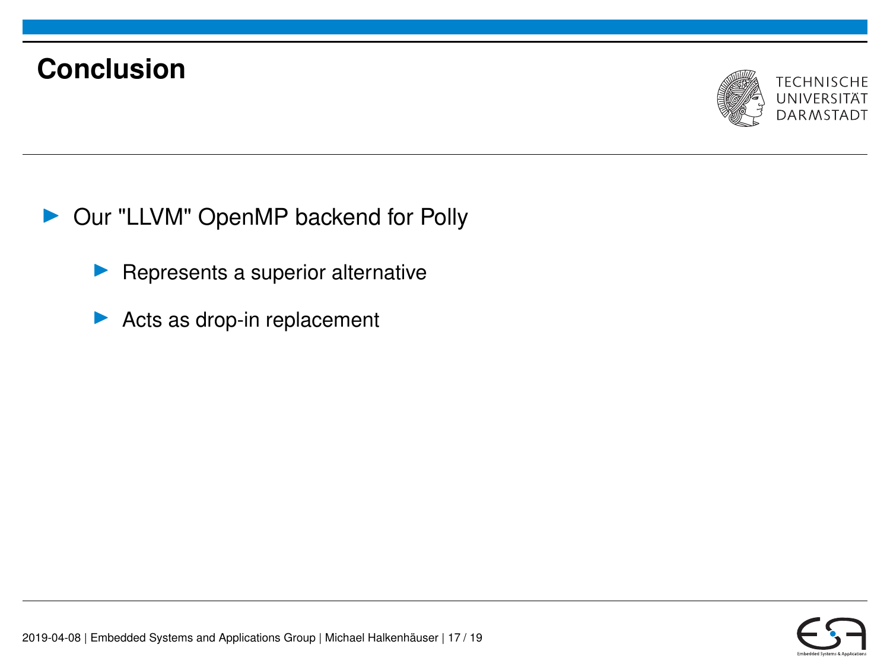# Conclusion

- Our "LLVM" OpenMP backend for Polly
  - Represents a superior alternative
  - Acts as drop-in replacement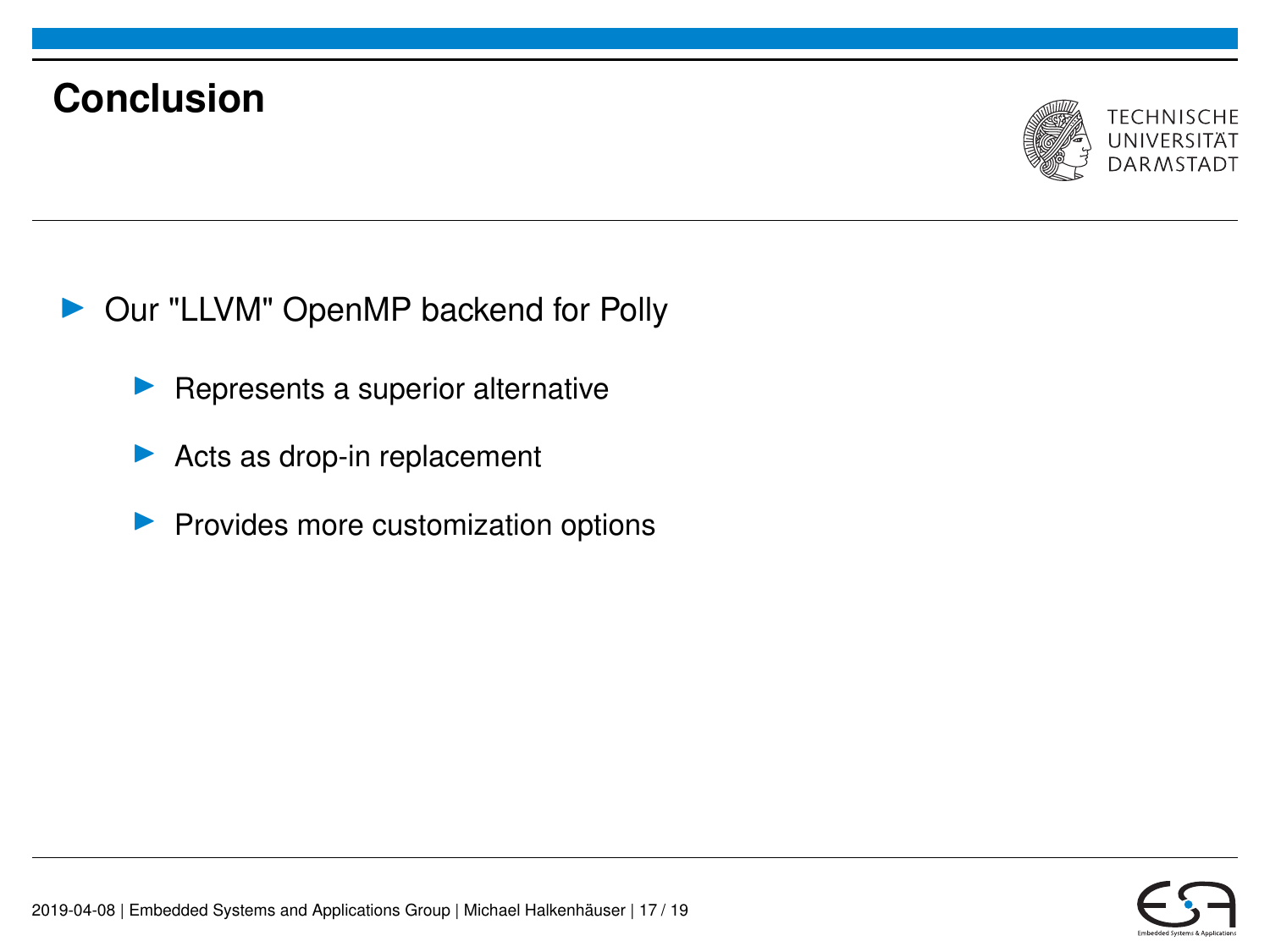# Conclusion

- Our "LLVM" OpenMP backend for Polly
  - Represents a superior alternative
  - Acts as drop-in replacement
  - Provides more customization options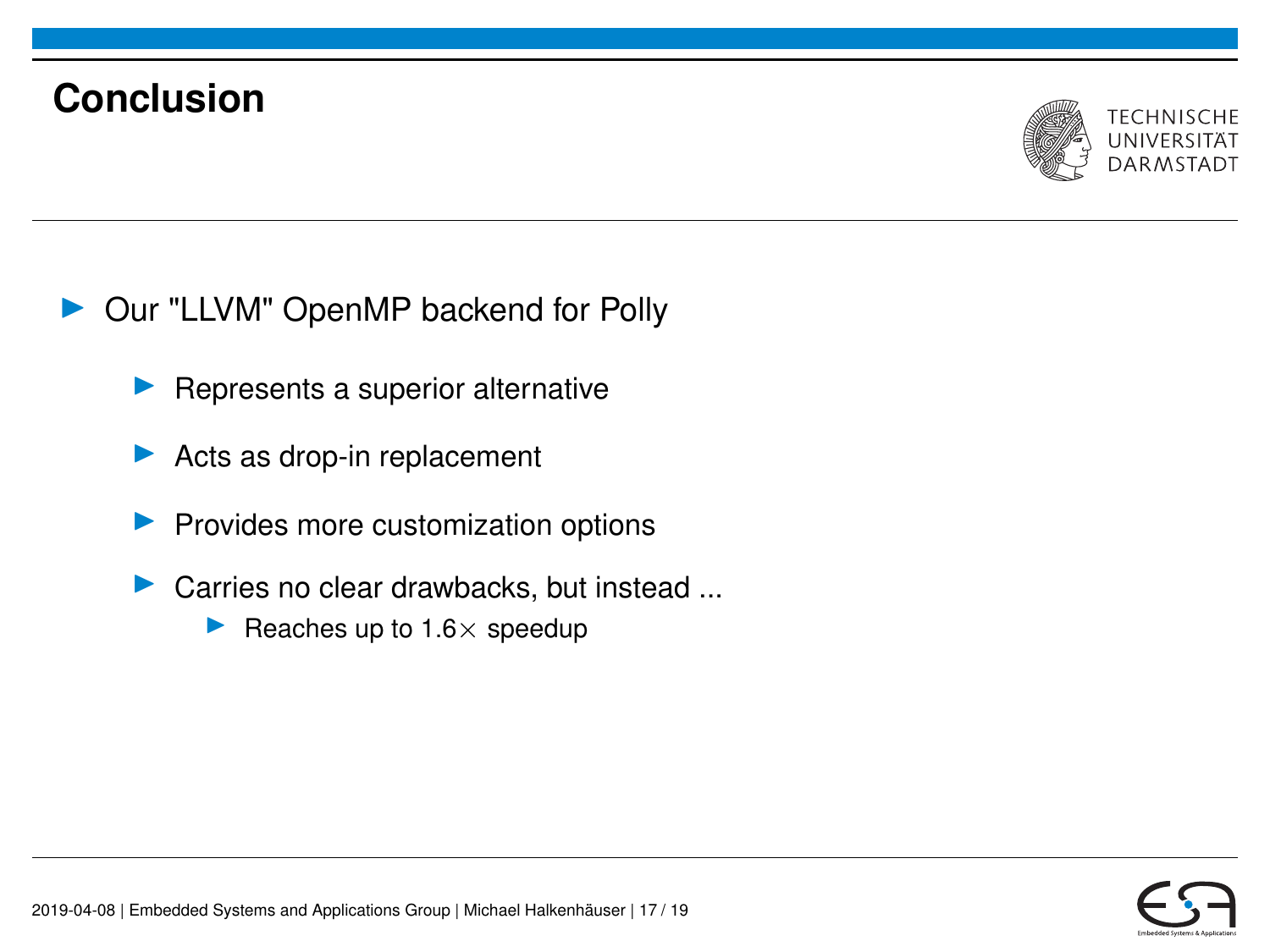# Conclusion

- Our "LLVM" OpenMP backend for Polly
  - Represents a superior alternative
  - Acts as drop-in replacement
  - Provides more customization options
  - Carries no clear drawbacks, but instead ...
    - Reaches up to $1.6\times$ speedup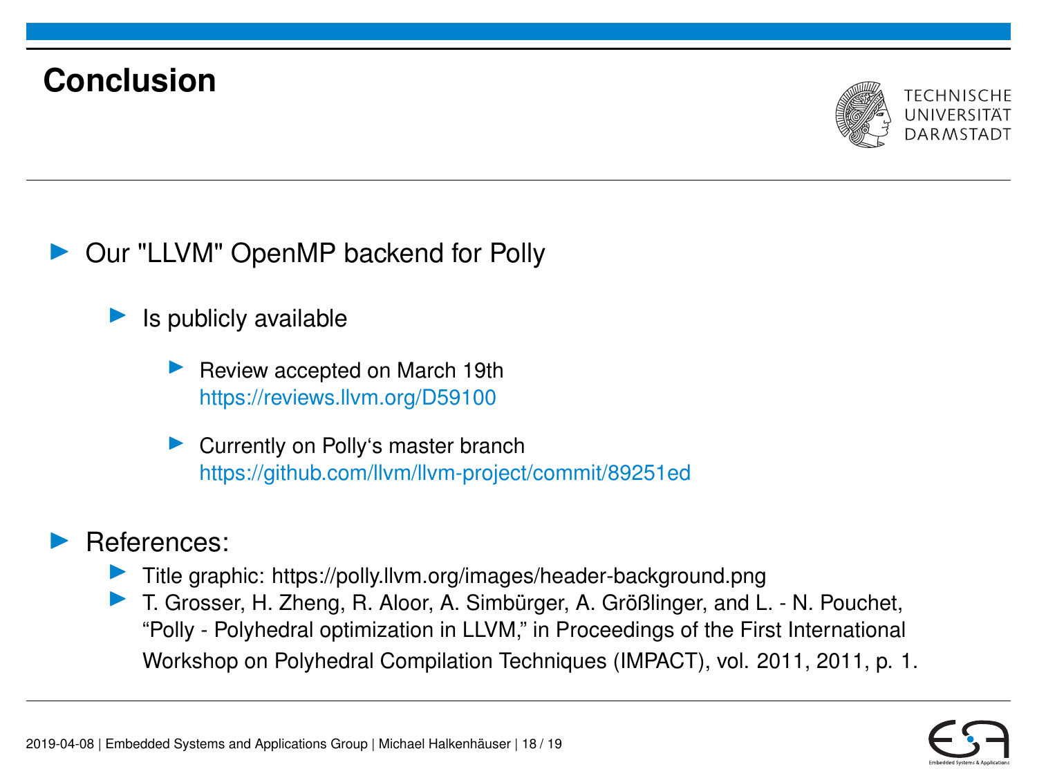# Conclusion

- Our "LLVM" OpenMP backend for Polly
  - Is publicly available
    - Review accepted on March 19th
      https://reviews.llvm.org/D59100
    - Currently on Polly‘s master branch
      https://github.com/llvm/llvm-project/commit/89251ed
- References:
  - Title graphic: https://polly.llvm.org/images/header-background.png
  - T. Grosser, H. Zheng, R. Aloor, A. Simbürger, A. Größlinger, and L. - N. Pouchet, “Polly - Polyhedral optimization in LLVM,” in Proceedings of the First International Workshop on Polyhedral Compilation Techniques (IMPACT), vol. 2011, 2011, p. 1.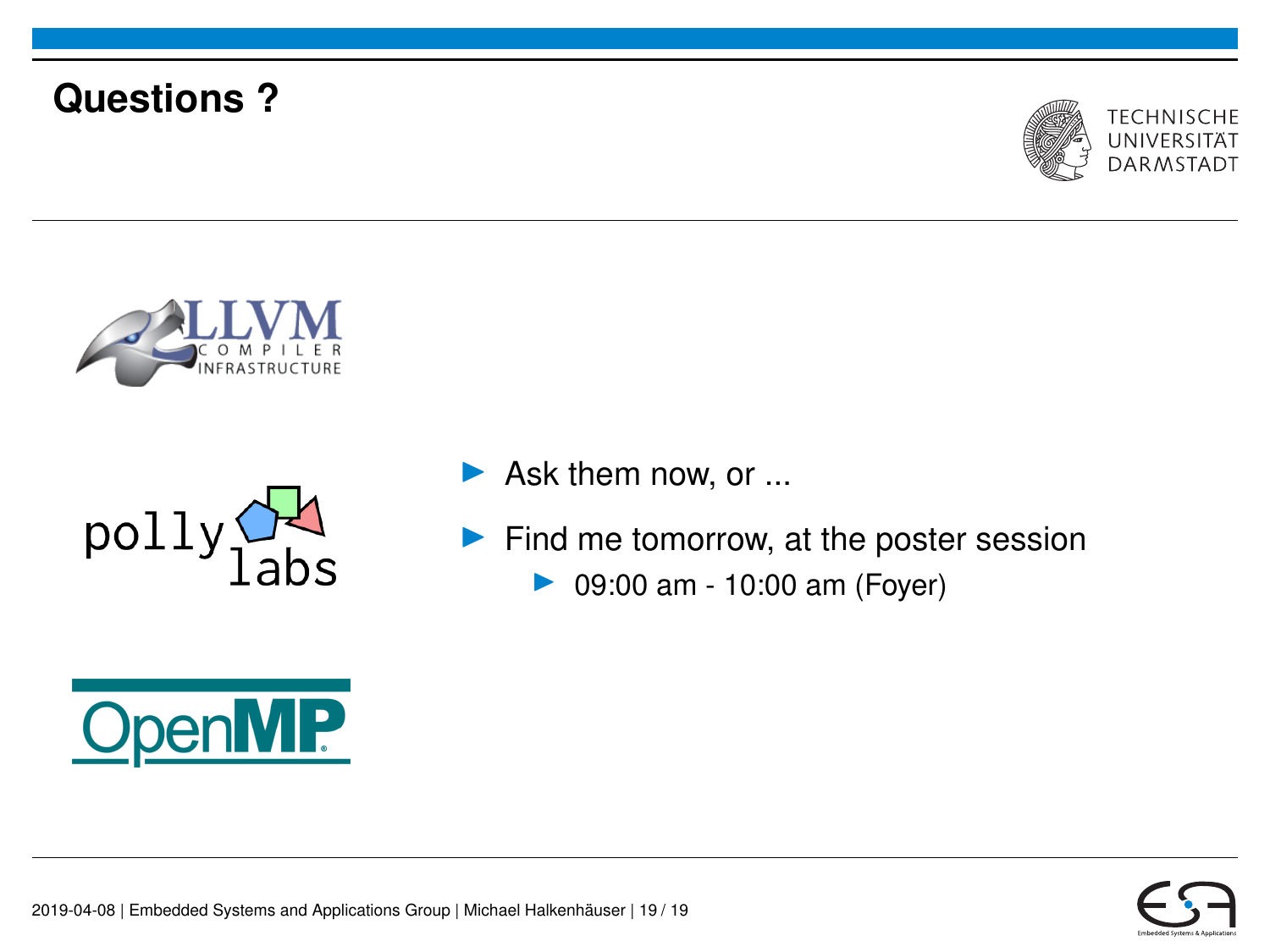# Questions ?

- Ask them now, or ...
- Find me tomorrow, at the poster session
  - 09:00 am - 10:00 am (Foyer)